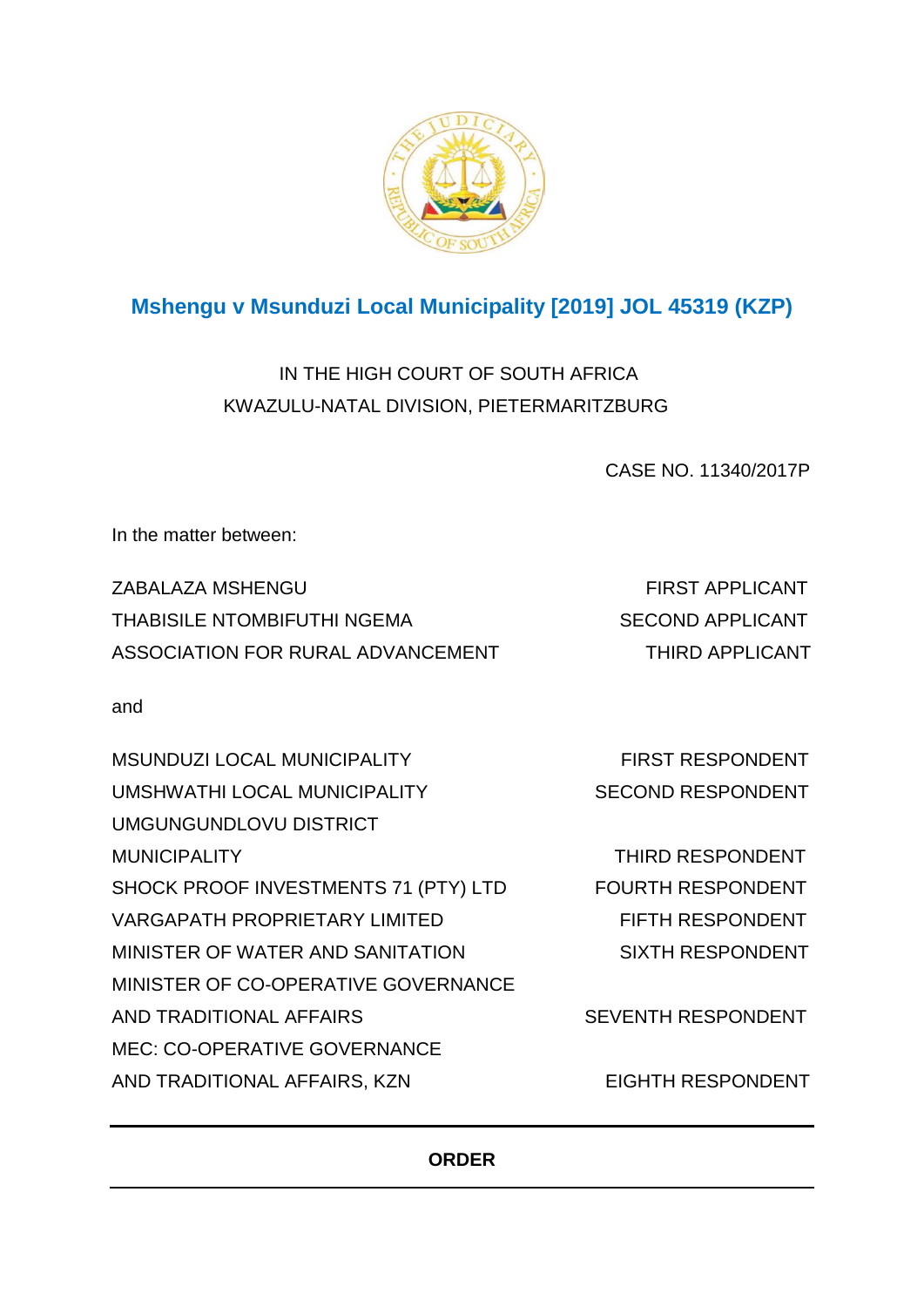# Mshengu v Msunduzi Local Municipality [2019] JOL 45319 (KZP)

IN THE HIGH COURT OF SOUTH AFRICA
KWAZULU-NATAL DIVISION, PIETERMARITZBURG

CASE NO. 11340/2017P

In the matter between:

| | |
|---|---|
| ZABALAZA MSHENGU | FIRST APPLICANT |
| THABISILE NTOMBIFUTHI NGEMA | SECOND APPLICANT |
| ASSOCIATION FOR RURAL ADVANCEMENT | THIRD APPLICANT |

and

| | |
|---|---|
| MSUNDUZI LOCAL MUNICIPALITY | FIRST RESPONDENT |
| UMSHWATHI LOCAL MUNICIPALITY | SECOND RESPONDENT |
| UMGUNGUNDLOVU DISTRICT MUNICIPALITY | THIRD RESPONDENT |
| SHOCK PROOF INVESTMENTS 71 (PTY) LTD | FOURTH RESPONDENT |
| VARGAPATH PROPRIETARY LIMITED | FIFTH RESPONDENT |
| MINISTER OF WATER AND SANITATION | SIXTH RESPONDENT |
| MINISTER OF CO-OPERATIVE GOVERNANCE AND TRADITIONAL AFFAIRS | SEVENTH RESPONDENT |
| MEC: CO-OPERATIVE GOVERNANCE AND TRADITIONAL AFFAIRS, KZN | EIGHTH RESPONDENT |

---

**ORDER**

---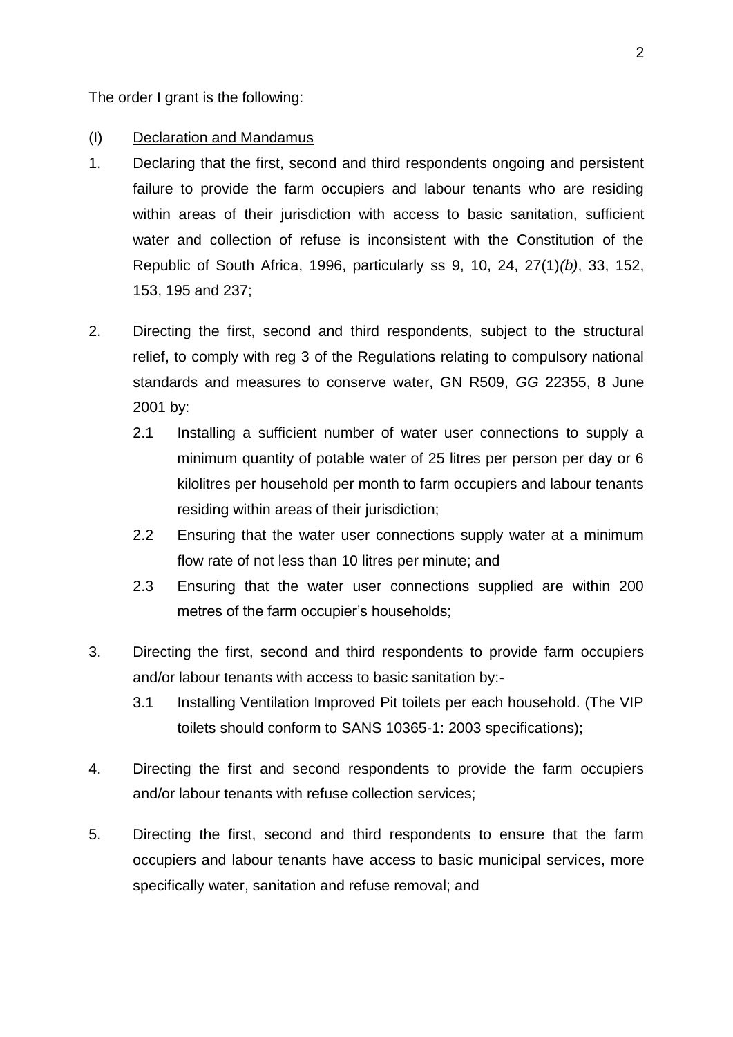The order I grant is the following:

(I) <u>Declaration and Mandamus</u>

1. Declaring that the first, second and third respondents ongoing and persistent failure to provide the farm occupiers and labour tenants who are residing within areas of their jurisdiction with access to basic sanitation, sufficient water and collection of refuse is inconsistent with the Constitution of the Republic of South Africa, 1996, particularly ss 9, 10, 24, 27(1)*(b)*, 33, 152, 153, 195 and 237;

2. Directing the first, second and third respondents, subject to the structural relief, to comply with reg 3 of the Regulations relating to compulsory national standards and measures to conserve water, GN R509, *GG* 22355, 8 June 2001 by:
   - 2.1 Installing a sufficient number of water user connections to supply a minimum quantity of potable water of 25 litres per person per day or 6 kilolitres per household per month to farm occupiers and labour tenants residing within areas of their jurisdiction;
   - 2.2 Ensuring that the water user connections supply water at a minimum flow rate of not less than 10 litres per minute; and
   - 2.3 Ensuring that the water user connections supplied are within 200 metres of the farm occupier's households;

3. Directing the first, second and third respondents to provide farm occupiers and/or labour tenants with access to basic sanitation by:-
   - 3.1 Installing Ventilation Improved Pit toilets per each household. (The VIP toilets should conform to SANS 10365-1: 2003 specifications);

4. Directing the first and second respondents to provide the farm occupiers and/or labour tenants with refuse collection services;

5. Directing the first, second and third respondents to ensure that the farm occupiers and labour tenants have access to basic municipal services, more specifically water, sanitation and refuse removal; and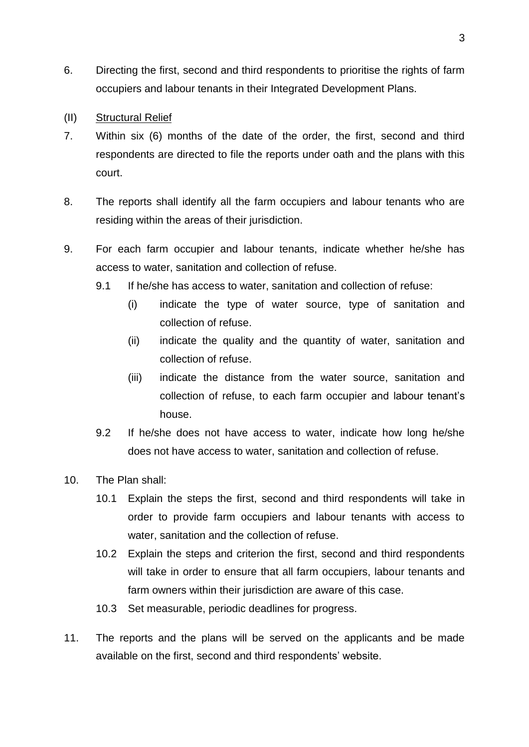6. Directing the first, second and third respondents to prioritise the rights of farm occupiers and labour tenants in their Integrated Development Plans.

(II) Structural Relief

7. Within six (6) months of the date of the order, the first, second and third respondents are directed to file the reports under oath and the plans with this court.

8. The reports shall identify all the farm occupiers and labour tenants who are residing within the areas of their jurisdiction.

9. For each farm occupier and labour tenants, indicate whether he/she has access to water, sanitation and collection of refuse.

   9.1 If he/she has access to water, sanitation and collection of refuse:

      (i) indicate the type of water source, type of sanitation and collection of refuse.

      (ii) indicate the quality and the quantity of water, sanitation and collection of refuse.

      (iii) indicate the distance from the water source, sanitation and collection of refuse, to each farm occupier and labour tenant's house.

   9.2 If he/she does not have access to water, indicate how long he/she does not have access to water, sanitation and collection of refuse.

10. The Plan shall:

   10.1 Explain the steps the first, second and third respondents will take in order to provide farm occupiers and labour tenants with access to water, sanitation and the collection of refuse.

   10.2 Explain the steps and criterion the first, second and third respondents will take in order to ensure that all farm occupiers, labour tenants and farm owners within their jurisdiction are aware of this case.

   10.3 Set measurable, periodic deadlines for progress.

11. The reports and the plans will be served on the applicants and be made available on the first, second and third respondents' website.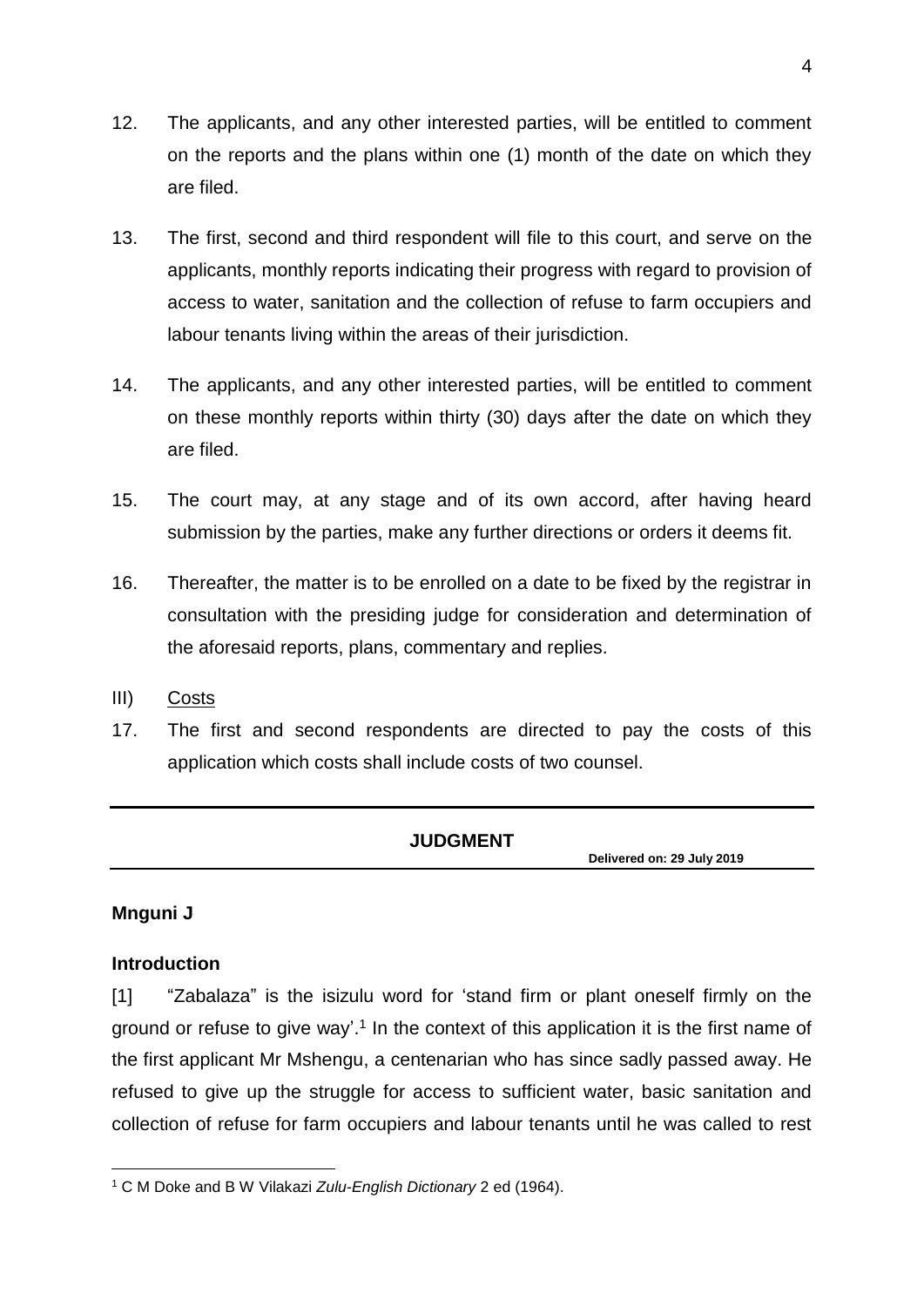12. The applicants, and any other interested parties, will be entitled to comment on the reports and the plans within one (1) month of the date on which they are filed.

13. The first, second and third respondent will file to this court, and serve on the applicants, monthly reports indicating their progress with regard to provision of access to water, sanitation and the collection of refuse to farm occupiers and labour tenants living within the areas of their jurisdiction.

14. The applicants, and any other interested parties, will be entitled to comment on these monthly reports within thirty (30) days after the date on which they are filed.

15. The court may, at any stage and of its own accord, after having heard submission by the parties, make any further directions or orders it deems fit.

16. Thereafter, the matter is to be enrolled on a date to be fixed by the registrar in consultation with the presiding judge for consideration and determination of the aforesaid reports, plans, commentary and replies.

III) Costs

17. The first and second respondents are directed to pay the costs of this application which costs shall include costs of two counsel.

---

**JUDGMENT**

**Delivered on: 29 July 2019**

---

**Mnguni J**

**Introduction**

[1] "Zabalaza" is the isizulu word for 'stand firm or plant oneself firmly on the ground or refuse to give way'.[1] In the context of this application it is the first name of the first applicant Mr Mshengu, a centenarian who has since sadly passed away. He refused to give up the struggle for access to sufficient water, basic sanitation and collection of refuse for farm occupiers and labour tenants until he was called to rest

[1] C M Doke and B W Vilakazi *Zulu-English Dictionary* 2 ed (1964).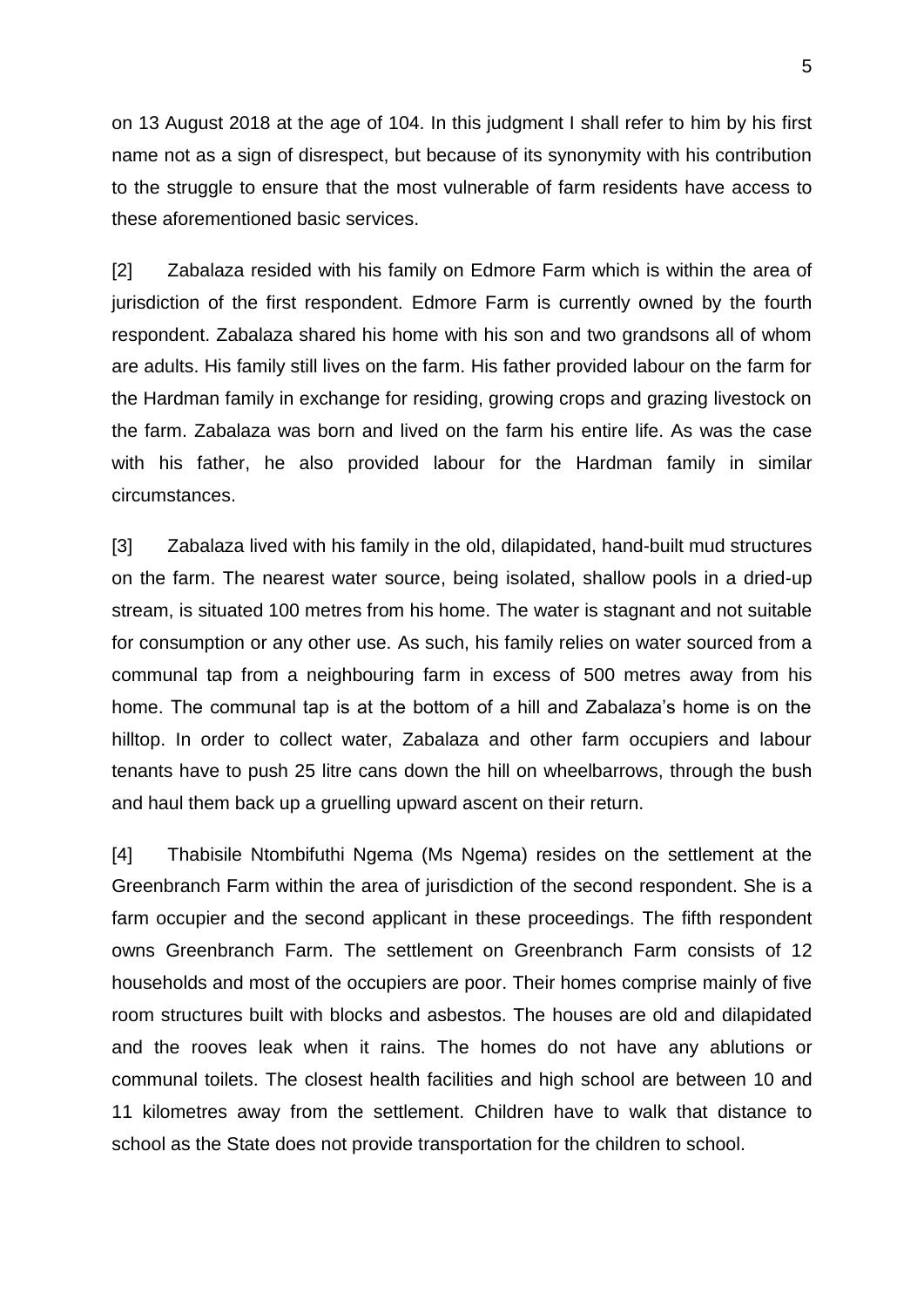on 13 August 2018 at the age of 104. In this judgment I shall refer to him by his first name not as a sign of disrespect, but because of its synonymity with his contribution to the struggle to ensure that the most vulnerable of farm residents have access to these aforementioned basic services.

[2] Zabalaza resided with his family on Edmore Farm which is within the area of jurisdiction of the first respondent. Edmore Farm is currently owned by the fourth respondent. Zabalaza shared his home with his son and two grandsons all of whom are adults. His family still lives on the farm. His father provided labour on the farm for the Hardman family in exchange for residing, growing crops and grazing livestock on the farm. Zabalaza was born and lived on the farm his entire life. As was the case with his father, he also provided labour for the Hardman family in similar circumstances.

[3] Zabalaza lived with his family in the old, dilapidated, hand-built mud structures on the farm. The nearest water source, being isolated, shallow pools in a dried-up stream, is situated 100 metres from his home. The water is stagnant and not suitable for consumption or any other use. As such, his family relies on water sourced from a communal tap from a neighbouring farm in excess of 500 metres away from his home. The communal tap is at the bottom of a hill and Zabalaza's home is on the hilltop. In order to collect water, Zabalaza and other farm occupiers and labour tenants have to push 25 litre cans down the hill on wheelbarrows, through the bush and haul them back up a gruelling upward ascent on their return.

[4] Thabisile Ntombifuthi Ngema (Ms Ngema) resides on the settlement at the Greenbranch Farm within the area of jurisdiction of the second respondent. She is a farm occupier and the second applicant in these proceedings. The fifth respondent owns Greenbranch Farm. The settlement on Greenbranch Farm consists of 12 households and most of the occupiers are poor. Their homes comprise mainly of five room structures built with blocks and asbestos. The houses are old and dilapidated and the rooves leak when it rains. The homes do not have any ablutions or communal toilets. The closest health facilities and high school are between 10 and 11 kilometres away from the settlement. Children have to walk that distance to school as the State does not provide transportation for the children to school.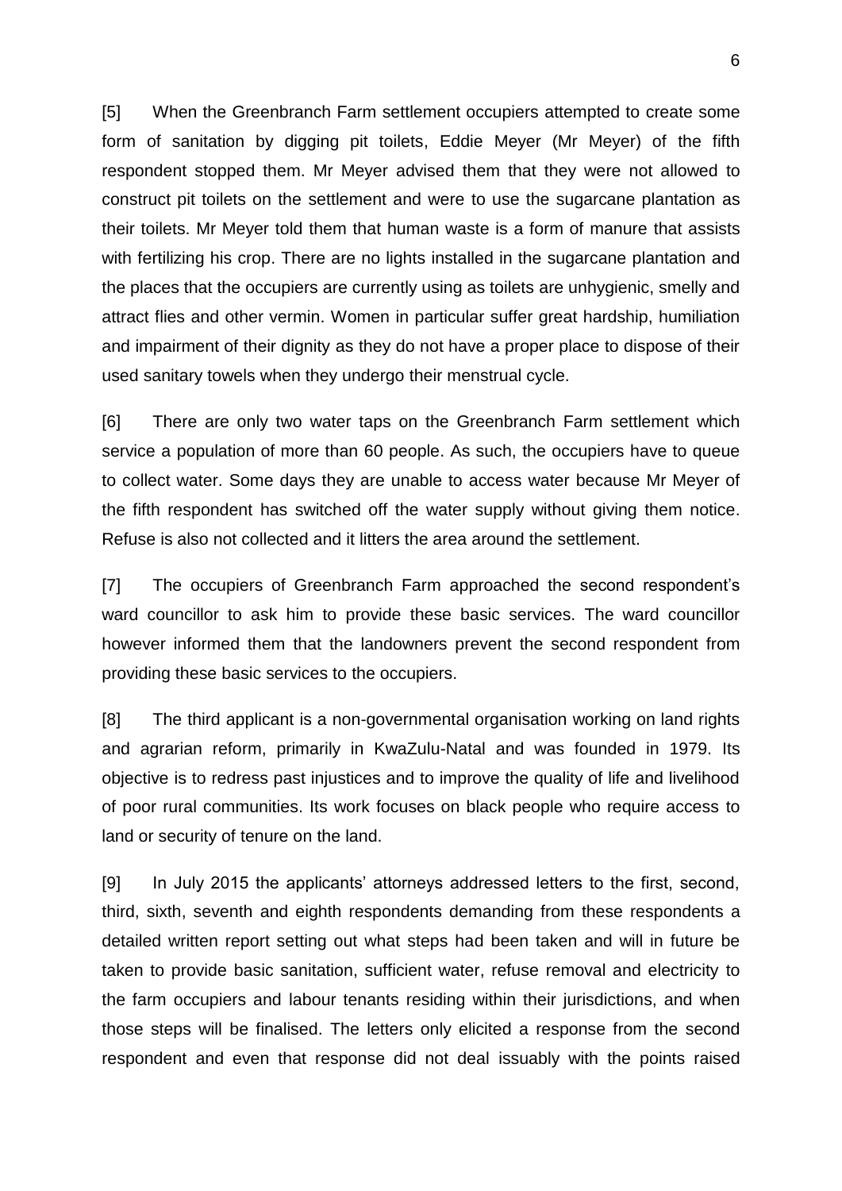[5] When the Greenbranch Farm settlement occupiers attempted to create some form of sanitation by digging pit toilets, Eddie Meyer (Mr Meyer) of the fifth respondent stopped them. Mr Meyer advised them that they were not allowed to construct pit toilets on the settlement and were to use the sugarcane plantation as their toilets. Mr Meyer told them that human waste is a form of manure that assists with fertilizing his crop. There are no lights installed in the sugarcane plantation and the places that the occupiers are currently using as toilets are unhygienic, smelly and attract flies and other vermin. Women in particular suffer great hardship, humiliation and impairment of their dignity as they do not have a proper place to dispose of their used sanitary towels when they undergo their menstrual cycle.

[6] There are only two water taps on the Greenbranch Farm settlement which service a population of more than 60 people. As such, the occupiers have to queue to collect water. Some days they are unable to access water because Mr Meyer of the fifth respondent has switched off the water supply without giving them notice. Refuse is also not collected and it litters the area around the settlement.

[7] The occupiers of Greenbranch Farm approached the second respondent's ward councillor to ask him to provide these basic services. The ward councillor however informed them that the landowners prevent the second respondent from providing these basic services to the occupiers.

[8] The third applicant is a non-governmental organisation working on land rights and agrarian reform, primarily in KwaZulu-Natal and was founded in 1979. Its objective is to redress past injustices and to improve the quality of life and livelihood of poor rural communities. Its work focuses on black people who require access to land or security of tenure on the land.

[9] In July 2015 the applicants' attorneys addressed letters to the first, second, third, sixth, seventh and eighth respondents demanding from these respondents a detailed written report setting out what steps had been taken and will in future be taken to provide basic sanitation, sufficient water, refuse removal and electricity to the farm occupiers and labour tenants residing within their jurisdictions, and when those steps will be finalised. The letters only elicited a response from the second respondent and even that response did not deal issuably with the points raised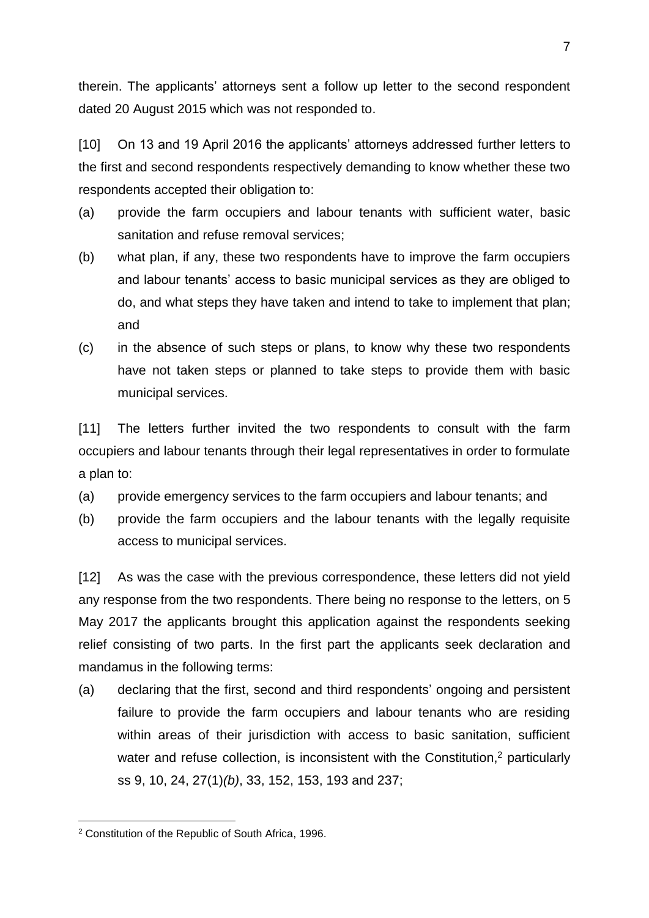therein. The applicants' attorneys sent a follow up letter to the second respondent dated 20 August 2015 which was not responded to.

[10] On 13 and 19 April 2016 the applicants' attorneys addressed further letters to the first and second respondents respectively demanding to know whether these two respondents accepted their obligation to:

(a) provide the farm occupiers and labour tenants with sufficient water, basic sanitation and refuse removal services;

(b) what plan, if any, these two respondents have to improve the farm occupiers and labour tenants' access to basic municipal services as they are obliged to do, and what steps they have taken and intend to take to implement that plan; and

(c) in the absence of such steps or plans, to know why these two respondents have not taken steps or planned to take steps to provide them with basic municipal services.

[11] The letters further invited the two respondents to consult with the farm occupiers and labour tenants through their legal representatives in order to formulate a plan to:

(a) provide emergency services to the farm occupiers and labour tenants; and

(b) provide the farm occupiers and the labour tenants with the legally requisite access to municipal services.

[12] As was the case with the previous correspondence, these letters did not yield any response from the two respondents. There being no response to the letters, on 5 May 2017 the applicants brought this application against the respondents seeking relief consisting of two parts. In the first part the applicants seek declaration and mandamus in the following terms:

(a) declaring that the first, second and third respondents' ongoing and persistent failure to provide the farm occupiers and labour tenants who are residing within areas of their jurisdiction with access to basic sanitation, sufficient water and refuse collection, is inconsistent with the Constitution,[2] particularly ss 9, 10, 24, 27(1)*(b)*, 33, 152, 153, 193 and 237;

[2] Constitution of the Republic of South Africa, 1996.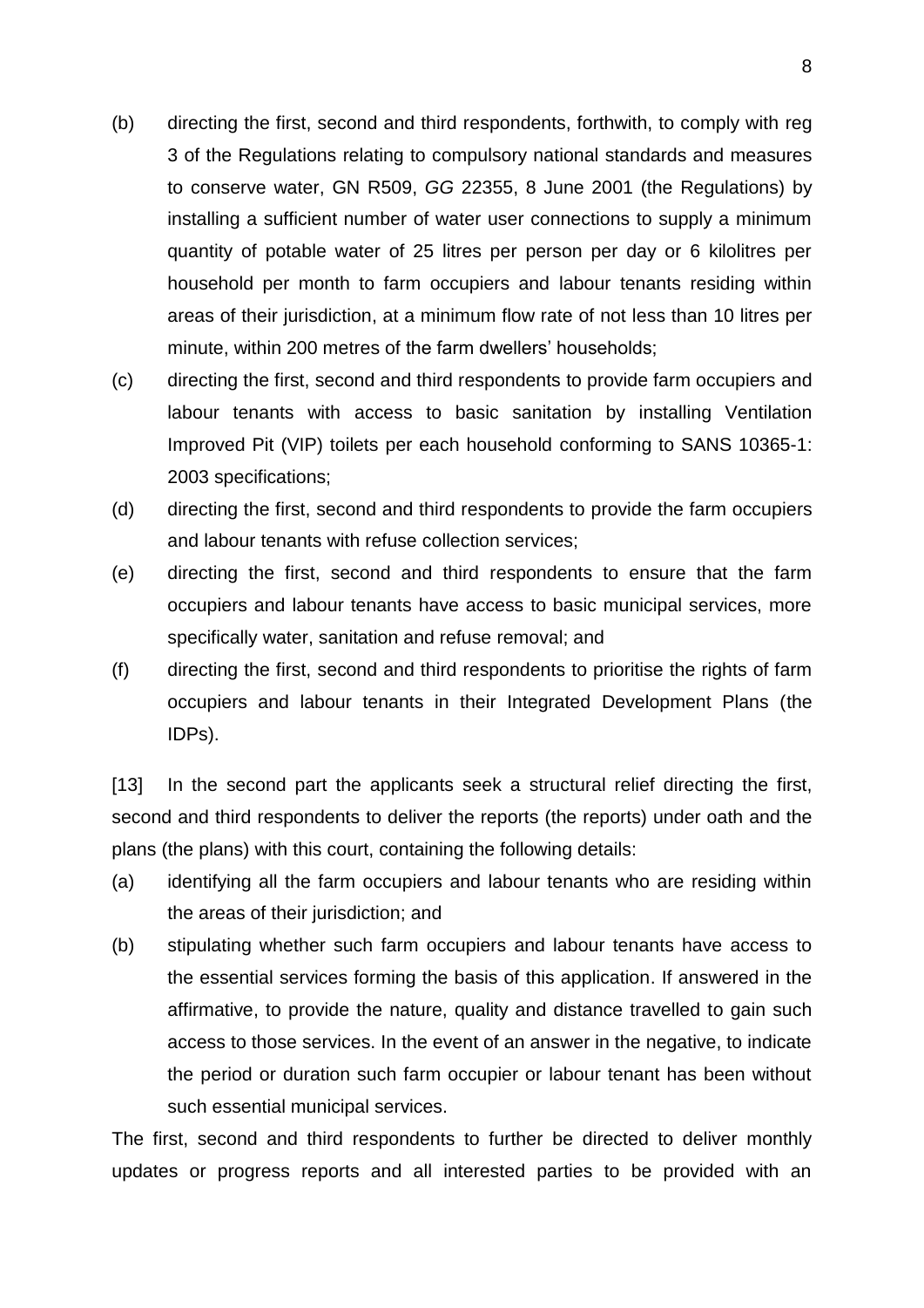(b) directing the first, second and third respondents, forthwith, to comply with reg 3 of the Regulations relating to compulsory national standards and measures to conserve water, GN R509, *GG* 22355, 8 June 2001 (the Regulations) by installing a sufficient number of water user connections to supply a minimum quantity of potable water of 25 litres per person per day or 6 kilolitres per household per month to farm occupiers and labour tenants residing within areas of their jurisdiction, at a minimum flow rate of not less than 10 litres per minute, within 200 metres of the farm dwellers' households;

(c) directing the first, second and third respondents to provide farm occupiers and labour tenants with access to basic sanitation by installing Ventilation Improved Pit (VIP) toilets per each household conforming to SANS 10365-1: 2003 specifications;

(d) directing the first, second and third respondents to provide the farm occupiers and labour tenants with refuse collection services;

(e) directing the first, second and third respondents to ensure that the farm occupiers and labour tenants have access to basic municipal services, more specifically water, sanitation and refuse removal; and

(f) directing the first, second and third respondents to prioritise the rights of farm occupiers and labour tenants in their Integrated Development Plans (the IDPs).

[13] In the second part the applicants seek a structural relief directing the first, second and third respondents to deliver the reports (the reports) under oath and the plans (the plans) with this court, containing the following details:

(a) identifying all the farm occupiers and labour tenants who are residing within the areas of their jurisdiction; and

(b) stipulating whether such farm occupiers and labour tenants have access to the essential services forming the basis of this application. If answered in the affirmative, to provide the nature, quality and distance travelled to gain such access to those services. In the event of an answer in the negative, to indicate the period or duration such farm occupier or labour tenant has been without such essential municipal services.

The first, second and third respondents to further be directed to deliver monthly updates or progress reports and all interested parties to be provided with an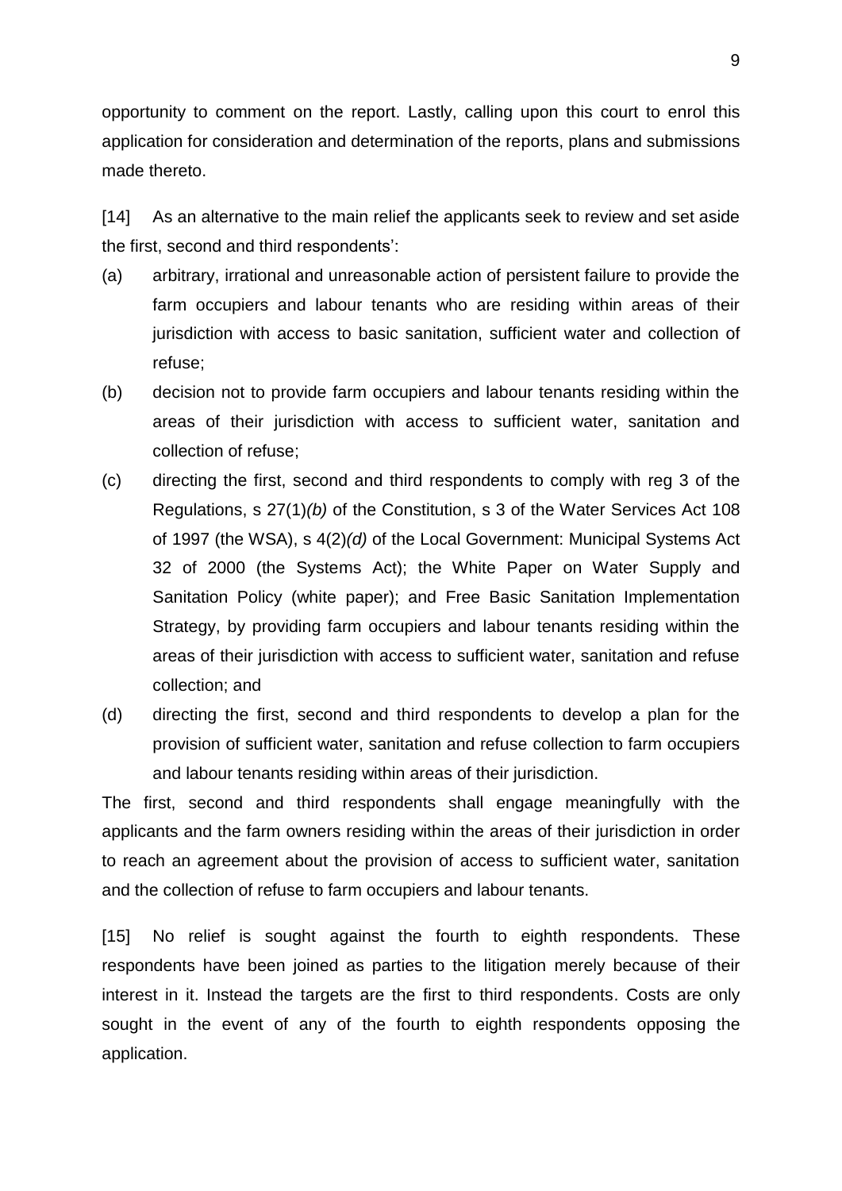opportunity to comment on the report. Lastly, calling upon this court to enrol this application for consideration and determination of the reports, plans and submissions made thereto.

[14] As an alternative to the main relief the applicants seek to review and set aside the first, second and third respondents':

(a) arbitrary, irrational and unreasonable action of persistent failure to provide the farm occupiers and labour tenants who are residing within areas of their jurisdiction with access to basic sanitation, sufficient water and collection of refuse;

(b) decision not to provide farm occupiers and labour tenants residing within the areas of their jurisdiction with access to sufficient water, sanitation and collection of refuse;

(c) directing the first, second and third respondents to comply with reg 3 of the Regulations, s 27(1)*(b)* of the Constitution, s 3 of the Water Services Act 108 of 1997 (the WSA), s 4(2)*(d)* of the Local Government: Municipal Systems Act 32 of 2000 (the Systems Act); the White Paper on Water Supply and Sanitation Policy (white paper); and Free Basic Sanitation Implementation Strategy, by providing farm occupiers and labour tenants residing within the areas of their jurisdiction with access to sufficient water, sanitation and refuse collection; and

(d) directing the first, second and third respondents to develop a plan for the provision of sufficient water, sanitation and refuse collection to farm occupiers and labour tenants residing within areas of their jurisdiction.

The first, second and third respondents shall engage meaningfully with the applicants and the farm owners residing within the areas of their jurisdiction in order to reach an agreement about the provision of access to sufficient water, sanitation and the collection of refuse to farm occupiers and labour tenants.

[15] No relief is sought against the fourth to eighth respondents. These respondents have been joined as parties to the litigation merely because of their interest in it. Instead the targets are the first to third respondents. Costs are only sought in the event of any of the fourth to eighth respondents opposing the application.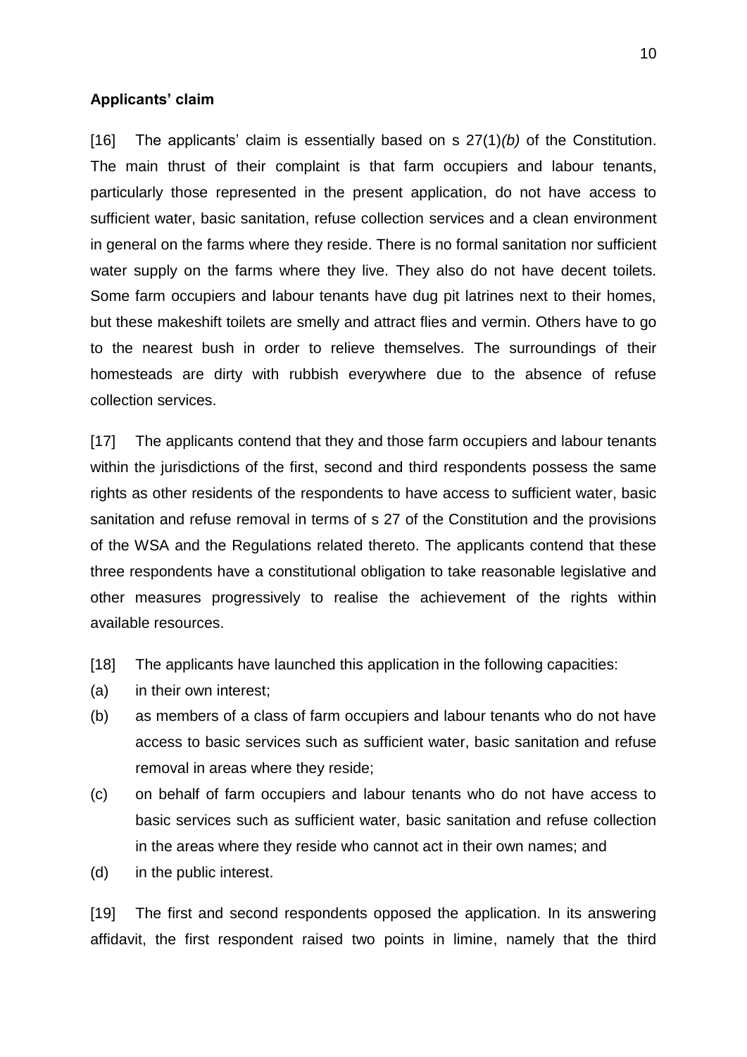**Applicants' claim**

[16] The applicants' claim is essentially based on s 27(1)*(b)* of the Constitution. The main thrust of their complaint is that farm occupiers and labour tenants, particularly those represented in the present application, do not have access to sufficient water, basic sanitation, refuse collection services and a clean environment in general on the farms where they reside. There is no formal sanitation nor sufficient water supply on the farms where they live. They also do not have decent toilets. Some farm occupiers and labour tenants have dug pit latrines next to their homes, but these makeshift toilets are smelly and attract flies and vermin. Others have to go to the nearest bush in order to relieve themselves. The surroundings of their homesteads are dirty with rubbish everywhere due to the absence of refuse collection services.

[17] The applicants contend that they and those farm occupiers and labour tenants within the jurisdictions of the first, second and third respondents possess the same rights as other residents of the respondents to have access to sufficient water, basic sanitation and refuse removal in terms of s 27 of the Constitution and the provisions of the WSA and the Regulations related thereto. The applicants contend that these three respondents have a constitutional obligation to take reasonable legislative and other measures progressively to realise the achievement of the rights within available resources.

[18] The applicants have launched this application in the following capacities:

(a) in their own interest;

(b) as members of a class of farm occupiers and labour tenants who do not have access to basic services such as sufficient water, basic sanitation and refuse removal in areas where they reside;

(c) on behalf of farm occupiers and labour tenants who do not have access to basic services such as sufficient water, basic sanitation and refuse collection in the areas where they reside who cannot act in their own names; and

(d) in the public interest.

[19] The first and second respondents opposed the application. In its answering affidavit, the first respondent raised two points in limine, namely that the third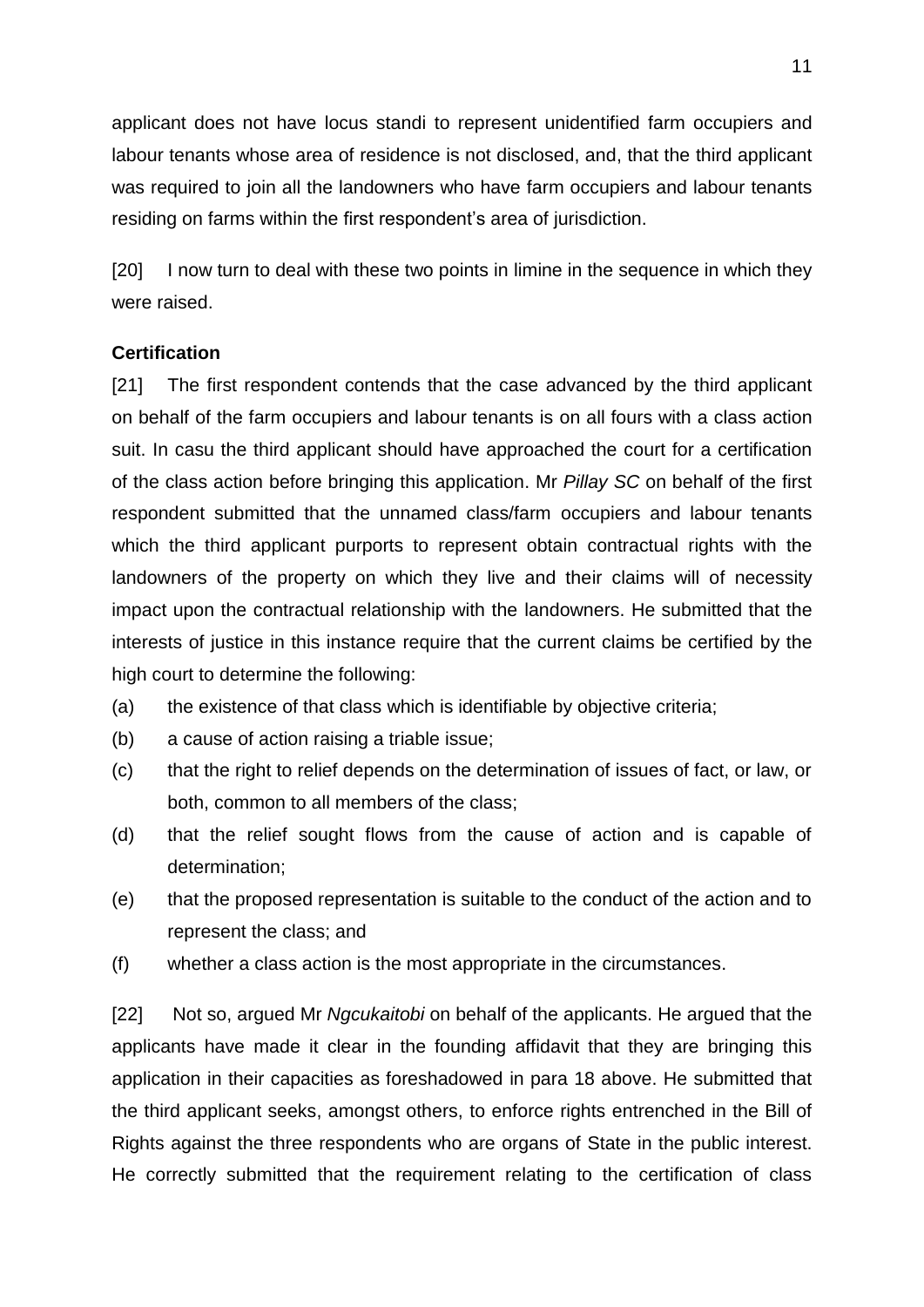applicant does not have locus standi to represent unidentified farm occupiers and labour tenants whose area of residence is not disclosed, and, that the third applicant was required to join all the landowners who have farm occupiers and labour tenants residing on farms within the first respondent's area of jurisdiction.

[20] I now turn to deal with these two points in limine in the sequence in which they were raised.

**Certification**

[21] The first respondent contends that the case advanced by the third applicant on behalf of the farm occupiers and labour tenants is on all fours with a class action suit. In casu the third applicant should have approached the court for a certification of the class action before bringing this application. Mr *Pillay SC* on behalf of the first respondent submitted that the unnamed class/farm occupiers and labour tenants which the third applicant purports to represent obtain contractual rights with the landowners of the property on which they live and their claims will of necessity impact upon the contractual relationship with the landowners. He submitted that the interests of justice in this instance require that the current claims be certified by the high court to determine the following:

(a) the existence of that class which is identifiable by objective criteria;

(b) a cause of action raising a triable issue;

(c) that the right to relief depends on the determination of issues of fact, or law, or both, common to all members of the class;

(d) that the relief sought flows from the cause of action and is capable of determination;

(e) that the proposed representation is suitable to the conduct of the action and to represent the class; and

(f) whether a class action is the most appropriate in the circumstances.

[22] Not so, argued Mr *Ngcukaitobi* on behalf of the applicants. He argued that the applicants have made it clear in the founding affidavit that they are bringing this application in their capacities as foreshadowed in para 18 above. He submitted that the third applicant seeks, amongst others, to enforce rights entrenched in the Bill of Rights against the three respondents who are organs of State in the public interest. He correctly submitted that the requirement relating to the certification of class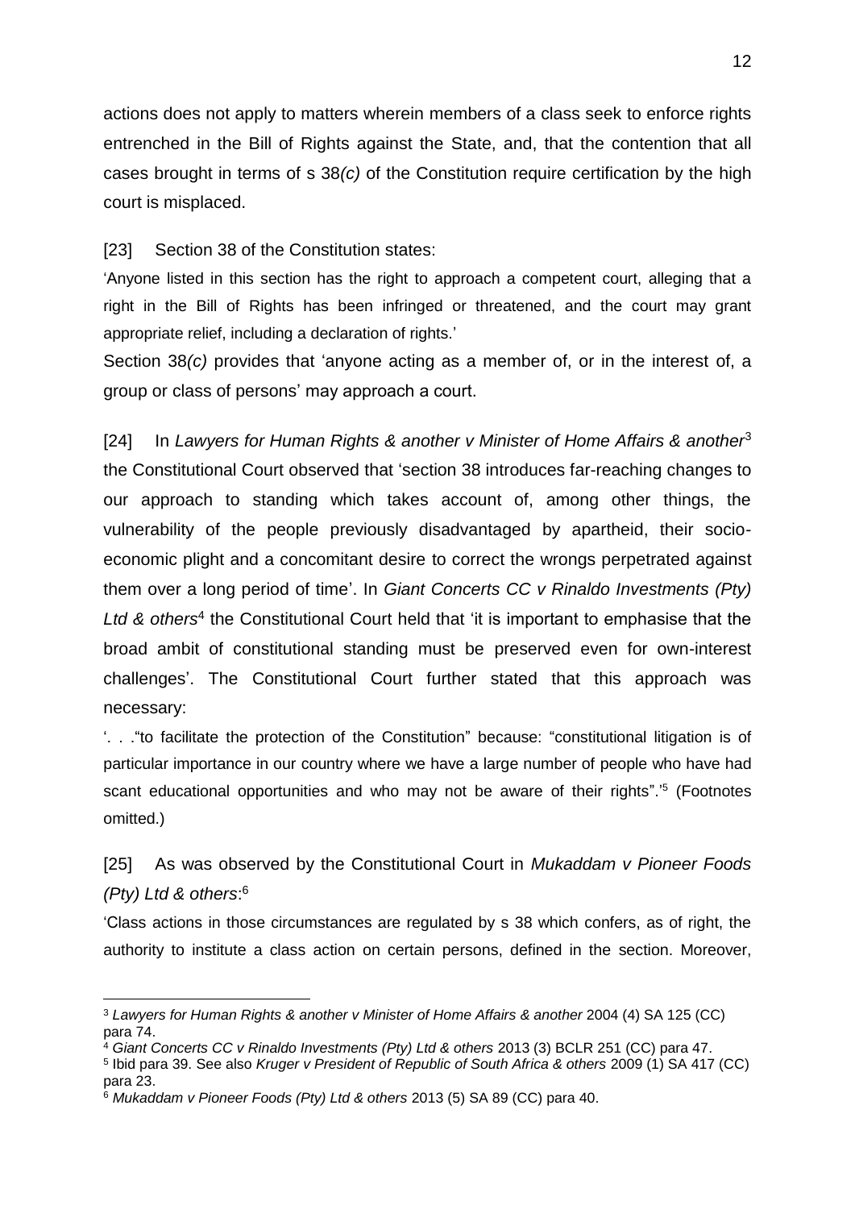actions does not apply to matters wherein members of a class seek to enforce rights entrenched in the Bill of Rights against the State, and, that the contention that all cases brought in terms of s 38*(c)* of the Constitution require certification by the high court is misplaced.

[23] Section 38 of the Constitution states:

'Anyone listed in this section has the right to approach a competent court, alleging that a right in the Bill of Rights has been infringed or threatened, and the court may grant appropriate relief, including a declaration of rights.'

Section 38*(c)* provides that 'anyone acting as a member of, or in the interest of, a group or class of persons' may approach a court.

[24] In *Lawyers for Human Rights & another v Minister of Home Affairs & another*[3] the Constitutional Court observed that 'section 38 introduces far-reaching changes to our approach to standing which takes account of, among other things, the vulnerability of the people previously disadvantaged by apartheid, their socio-economic plight and a concomitant desire to correct the wrongs perpetrated against them over a long period of time'. In *Giant Concerts CC v Rinaldo Investments (Pty) Ltd & others*[4] the Constitutional Court held that 'it is important to emphasise that the broad ambit of constitutional standing must be preserved even for own-interest challenges'. The Constitutional Court further stated that this approach was necessary:

'. . ."to facilitate the protection of the Constitution" because: "constitutional litigation is of particular importance in our country where we have a large number of people who have had scant educational opportunities and who may not be aware of their rights".'[5] (Footnotes omitted.)

[25] As was observed by the Constitutional Court in *Mukaddam v Pioneer Foods (Pty) Ltd & others*:[6]

'Class actions in those circumstances are regulated by s 38 which confers, as of right, the authority to institute a class action on certain persons, defined in the section. Moreover,

---

[3] *Lawyers for Human Rights & another v Minister of Home Affairs & another* 2004 (4) SA 125 (CC) para 74.

[4] *Giant Concerts CC v Rinaldo Investments (Pty) Ltd & others* 2013 (3) BCLR 251 (CC) para 47.

[5] Ibid para 39. See also *Kruger v President of Republic of South Africa & others* 2009 (1) SA 417 (CC) para 23.

[6] *Mukaddam v Pioneer Foods (Pty) Ltd & others* 2013 (5) SA 89 (CC) para 40.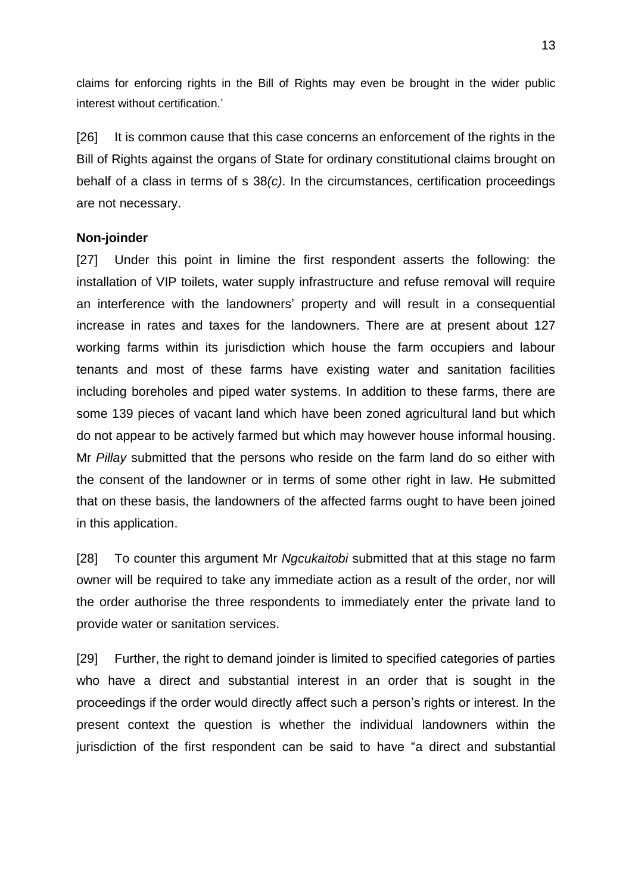claims for enforcing rights in the Bill of Rights may even be brought in the wider public interest without certification.'

[26] It is common cause that this case concerns an enforcement of the rights in the Bill of Rights against the organs of State for ordinary constitutional claims brought on behalf of a class in terms of s 38*(c)*. In the circumstances, certification proceedings are not necessary.

**Non-joinder**

[27] Under this point in limine the first respondent asserts the following: the installation of VIP toilets, water supply infrastructure and refuse removal will require an interference with the landowners' property and will result in a consequential increase in rates and taxes for the landowners. There are at present about 127 working farms within its jurisdiction which house the farm occupiers and labour tenants and most of these farms have existing water and sanitation facilities including boreholes and piped water systems. In addition to these farms, there are some 139 pieces of vacant land which have been zoned agricultural land but which do not appear to be actively farmed but which may however house informal housing. Mr *Pillay* submitted that the persons who reside on the farm land do so either with the consent of the landowner or in terms of some other right in law. He submitted that on these basis, the landowners of the affected farms ought to have been joined in this application.

[28] To counter this argument Mr *Ngcukaitobi* submitted that at this stage no farm owner will be required to take any immediate action as a result of the order, nor will the order authorise the three respondents to immediately enter the private land to provide water or sanitation services.

[29] Further, the right to demand joinder is limited to specified categories of parties who have a direct and substantial interest in an order that is sought in the proceedings if the order would directly affect such a person's rights or interest. In the present context the question is whether the individual landowners within the jurisdiction of the first respondent can be said to have "a direct and substantial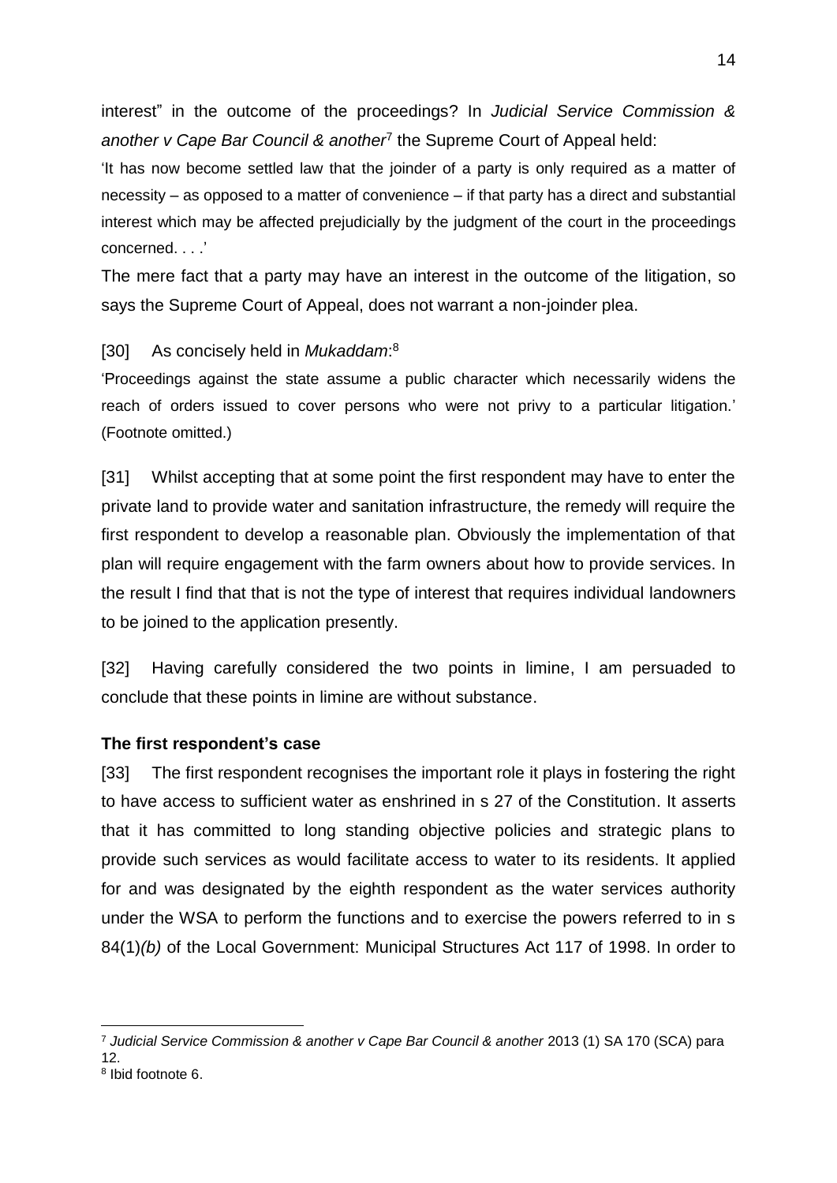interest" in the outcome of the proceedings? In *Judicial Service Commission & another v Cape Bar Council & another*[7] the Supreme Court of Appeal held:

'It has now become settled law that the joinder of a party is only required as a matter of necessity – as opposed to a matter of convenience – if that party has a direct and substantial interest which may be affected prejudicially by the judgment of the court in the proceedings concerned. . . .'

The mere fact that a party may have an interest in the outcome of the litigation, so says the Supreme Court of Appeal, does not warrant a non-joinder plea.

[30] As concisely held in *Mukaddam*:[8]

'Proceedings against the state assume a public character which necessarily widens the reach of orders issued to cover persons who were not privy to a particular litigation.' (Footnote omitted.)

[31] Whilst accepting that at some point the first respondent may have to enter the private land to provide water and sanitation infrastructure, the remedy will require the first respondent to develop a reasonable plan. Obviously the implementation of that plan will require engagement with the farm owners about how to provide services. In the result I find that that is not the type of interest that requires individual landowners to be joined to the application presently.

[32] Having carefully considered the two points in limine, I am persuaded to conclude that these points in limine are without substance.

**The first respondent's case**

[33] The first respondent recognises the important role it plays in fostering the right to have access to sufficient water as enshrined in s 27 of the Constitution. It asserts that it has committed to long standing objective policies and strategic plans to provide such services as would facilitate access to water to its residents. It applied for and was designated by the eighth respondent as the water services authority under the WSA to perform the functions and to exercise the powers referred to in s 84(1)*(b)* of the Local Government: Municipal Structures Act 117 of 1998. In order to

---

[7] *Judicial Service Commission & another v Cape Bar Council & another* 2013 (1) SA 170 (SCA) para 12.

[8] Ibid footnote 6.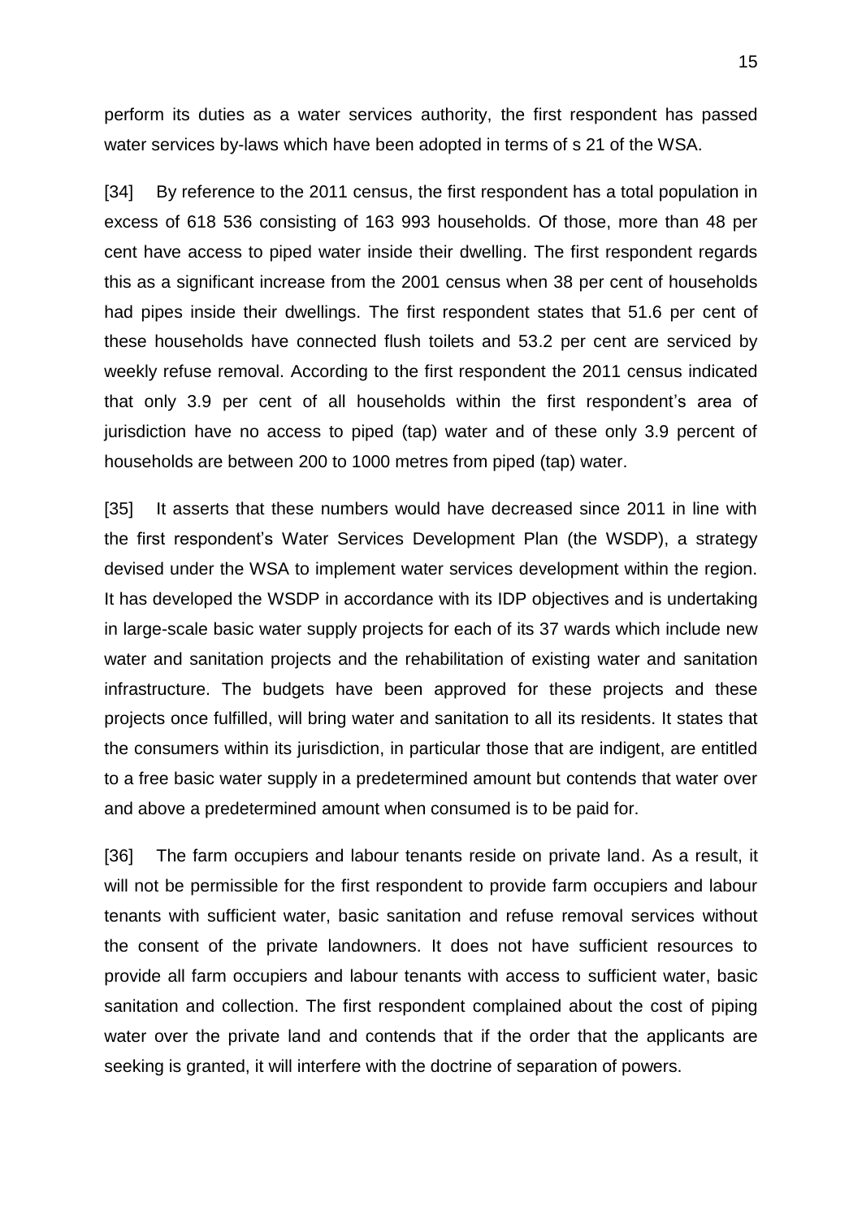perform its duties as a water services authority, the first respondent has passed water services by-laws which have been adopted in terms of s 21 of the WSA.

[34] By reference to the 2011 census, the first respondent has a total population in excess of 618 536 consisting of 163 993 households. Of those, more than 48 per cent have access to piped water inside their dwelling. The first respondent regards this as a significant increase from the 2001 census when 38 per cent of households had pipes inside their dwellings. The first respondent states that 51.6 per cent of these households have connected flush toilets and 53.2 per cent are serviced by weekly refuse removal. According to the first respondent the 2011 census indicated that only 3.9 per cent of all households within the first respondent's area of jurisdiction have no access to piped (tap) water and of these only 3.9 percent of households are between 200 to 1000 metres from piped (tap) water.

[35] It asserts that these numbers would have decreased since 2011 in line with the first respondent's Water Services Development Plan (the WSDP), a strategy devised under the WSA to implement water services development within the region. It has developed the WSDP in accordance with its IDP objectives and is undertaking in large-scale basic water supply projects for each of its 37 wards which include new water and sanitation projects and the rehabilitation of existing water and sanitation infrastructure. The budgets have been approved for these projects and these projects once fulfilled, will bring water and sanitation to all its residents. It states that the consumers within its jurisdiction, in particular those that are indigent, are entitled to a free basic water supply in a predetermined amount but contends that water over and above a predetermined amount when consumed is to be paid for.

[36] The farm occupiers and labour tenants reside on private land. As a result, it will not be permissible for the first respondent to provide farm occupiers and labour tenants with sufficient water, basic sanitation and refuse removal services without the consent of the private landowners. It does not have sufficient resources to provide all farm occupiers and labour tenants with access to sufficient water, basic sanitation and collection. The first respondent complained about the cost of piping water over the private land and contends that if the order that the applicants are seeking is granted, it will interfere with the doctrine of separation of powers.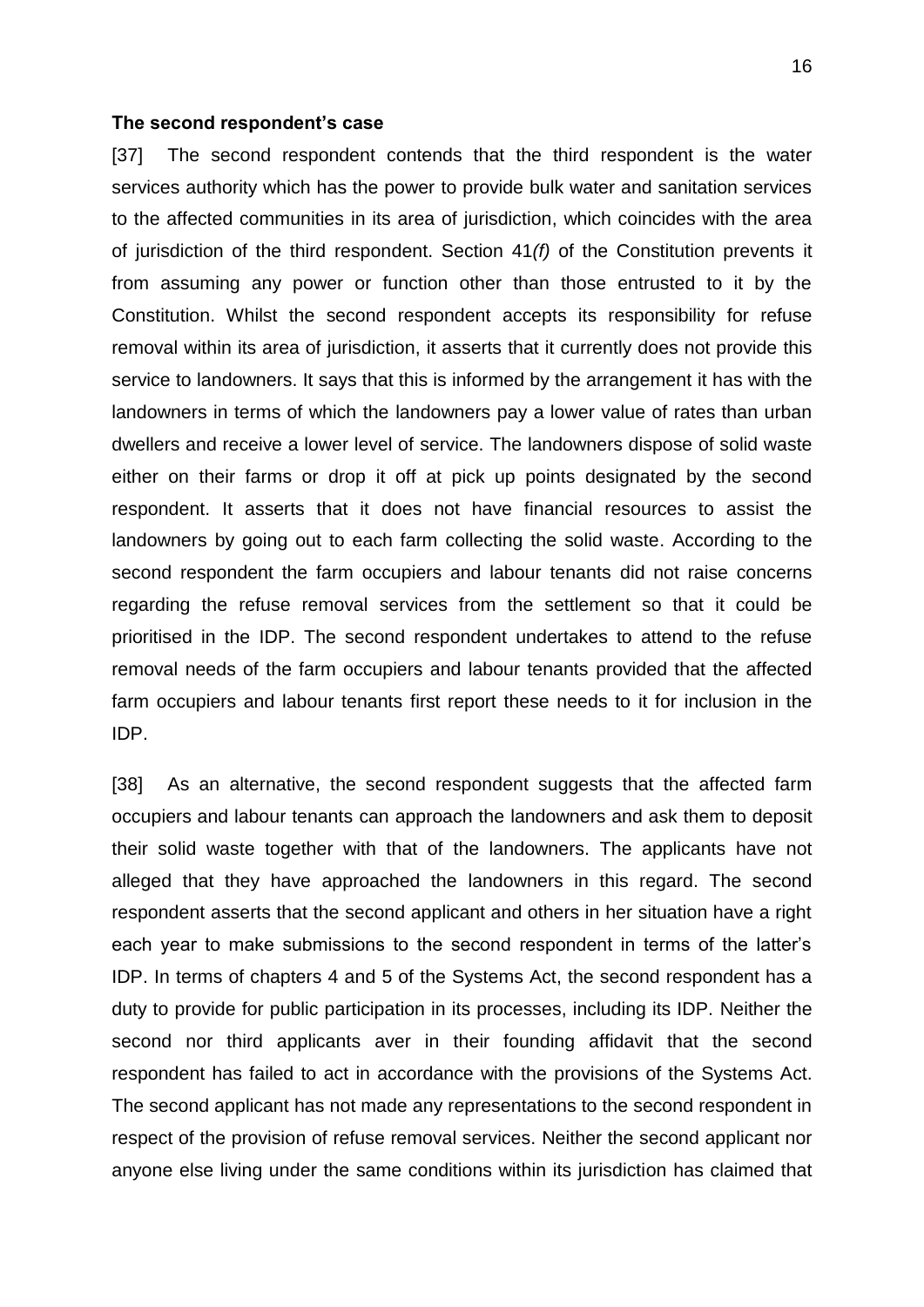### The second respondent's case

[37] The second respondent contends that the third respondent is the water services authority which has the power to provide bulk water and sanitation services to the affected communities in its area of jurisdiction, which coincides with the area of jurisdiction of the third respondent. Section 41*(f)* of the Constitution prevents it from assuming any power or function other than those entrusted to it by the Constitution. Whilst the second respondent accepts its responsibility for refuse removal within its area of jurisdiction, it asserts that it currently does not provide this service to landowners. It says that this is informed by the arrangement it has with the landowners in terms of which the landowners pay a lower value of rates than urban dwellers and receive a lower level of service. The landowners dispose of solid waste either on their farms or drop it off at pick up points designated by the second respondent. It asserts that it does not have financial resources to assist the landowners by going out to each farm collecting the solid waste. According to the second respondent the farm occupiers and labour tenants did not raise concerns regarding the refuse removal services from the settlement so that it could be prioritised in the IDP. The second respondent undertakes to attend to the refuse removal needs of the farm occupiers and labour tenants provided that the affected farm occupiers and labour tenants first report these needs to it for inclusion in the IDP.

[38] As an alternative, the second respondent suggests that the affected farm occupiers and labour tenants can approach the landowners and ask them to deposit their solid waste together with that of the landowners. The applicants have not alleged that they have approached the landowners in this regard. The second respondent asserts that the second applicant and others in her situation have a right each year to make submissions to the second respondent in terms of the latter's IDP. In terms of chapters 4 and 5 of the Systems Act, the second respondent has a duty to provide for public participation in its processes, including its IDP. Neither the second nor third applicants aver in their founding affidavit that the second respondent has failed to act in accordance with the provisions of the Systems Act. The second applicant has not made any representations to the second respondent in respect of the provision of refuse removal services. Neither the second applicant nor anyone else living under the same conditions within its jurisdiction has claimed that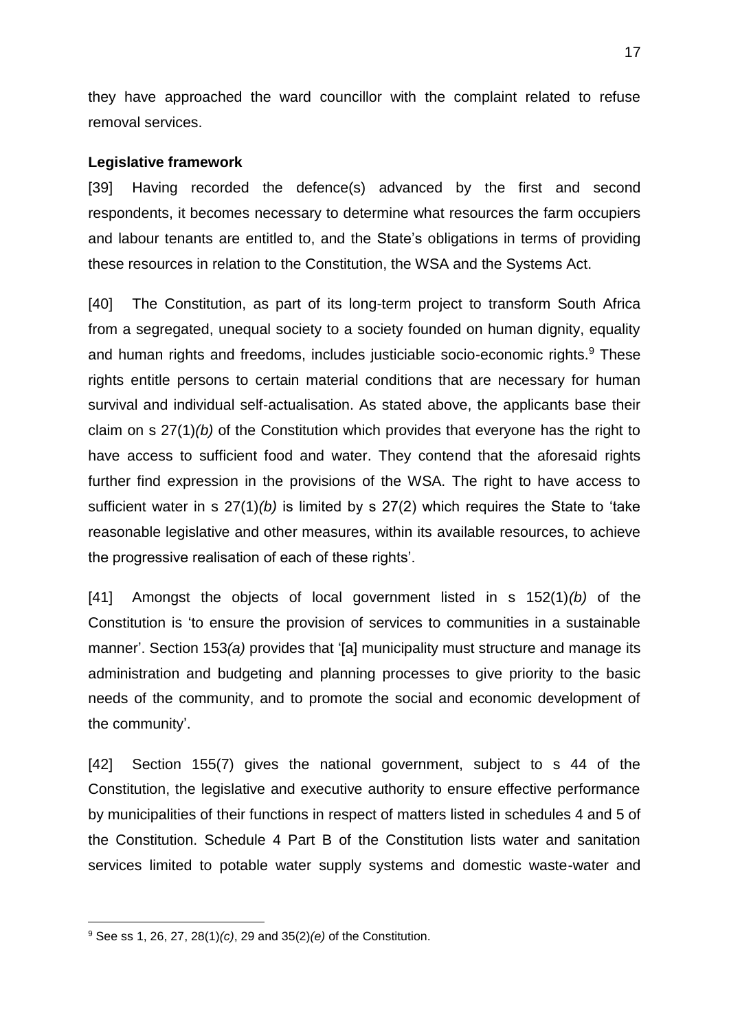they have approached the ward councillor with the complaint related to refuse removal services.

**Legislative framework**

[39] Having recorded the defence(s) advanced by the first and second respondents, it becomes necessary to determine what resources the farm occupiers and labour tenants are entitled to, and the State's obligations in terms of providing these resources in relation to the Constitution, the WSA and the Systems Act.

[40] The Constitution, as part of its long-term project to transform South Africa from a segregated, unequal society to a society founded on human dignity, equality and human rights and freedoms, includes justiciable socio-economic rights.[9] These rights entitle persons to certain material conditions that are necessary for human survival and individual self-actualisation. As stated above, the applicants base their claim on s 27(1)*(b)* of the Constitution which provides that everyone has the right to have access to sufficient food and water. They contend that the aforesaid rights further find expression in the provisions of the WSA. The right to have access to sufficient water in s 27(1)*(b)* is limited by s 27(2) which requires the State to 'take reasonable legislative and other measures, within its available resources, to achieve the progressive realisation of each of these rights'.

[41] Amongst the objects of local government listed in s 152(1)*(b)* of the Constitution is 'to ensure the provision of services to communities in a sustainable manner'. Section 153*(a)* provides that '[a] municipality must structure and manage its administration and budgeting and planning processes to give priority to the basic needs of the community, and to promote the social and economic development of the community'.

[42] Section 155(7) gives the national government, subject to s 44 of the Constitution, the legislative and executive authority to ensure effective performance by municipalities of their functions in respect of matters listed in schedules 4 and 5 of the Constitution. Schedule 4 Part B of the Constitution lists water and sanitation services limited to potable water supply systems and domestic waste-water and

---

[9] See ss 1, 26, 27, 28(1)*(c)*, 29 and 35(2)*(e)* of the Constitution.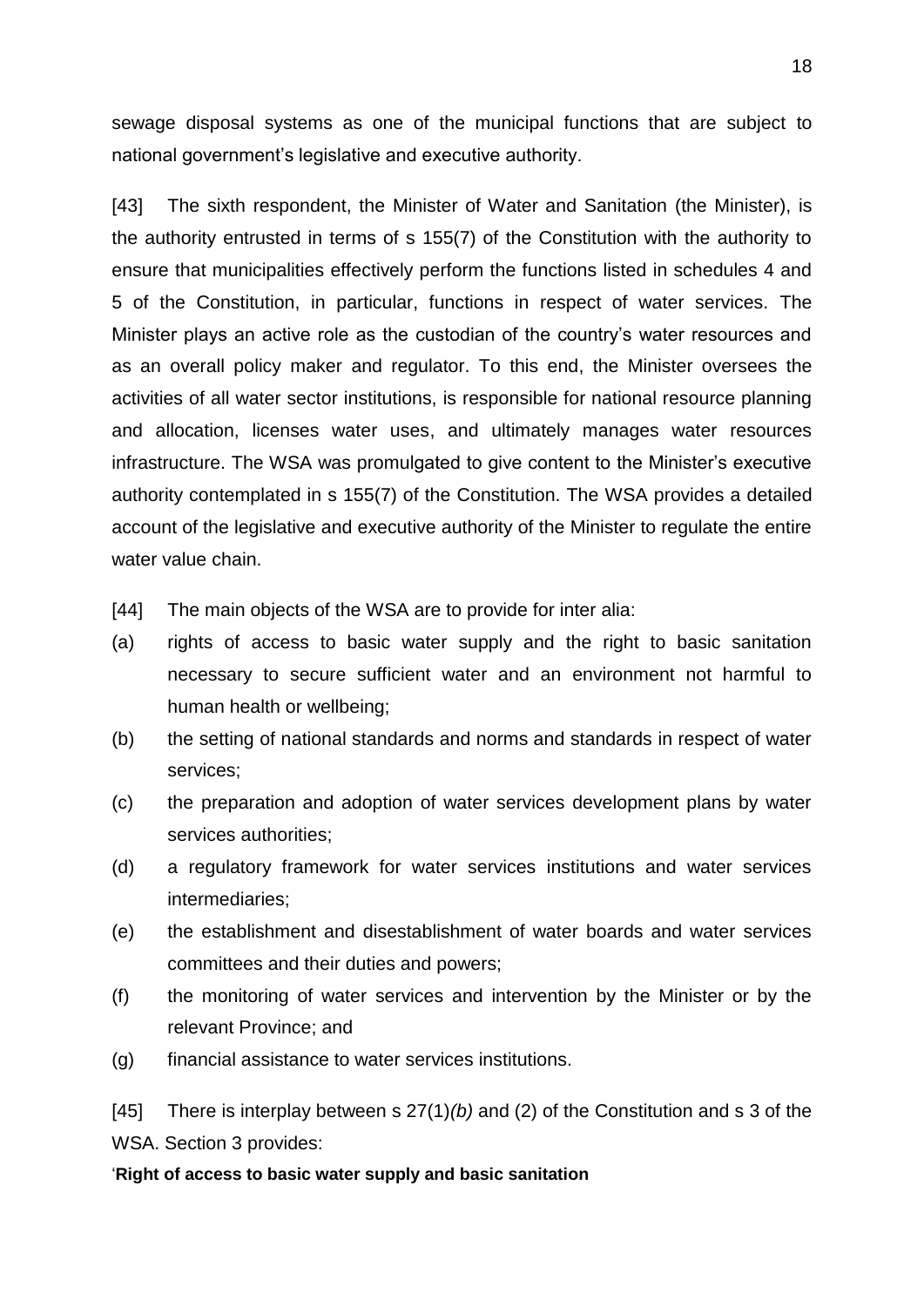sewage disposal systems as one of the municipal functions that are subject to national government's legislative and executive authority.

[43] The sixth respondent, the Minister of Water and Sanitation (the Minister), is the authority entrusted in terms of s 155(7) of the Constitution with the authority to ensure that municipalities effectively perform the functions listed in schedules 4 and 5 of the Constitution, in particular, functions in respect of water services. The Minister plays an active role as the custodian of the country's water resources and as an overall policy maker and regulator. To this end, the Minister oversees the activities of all water sector institutions, is responsible for national resource planning and allocation, licenses water uses, and ultimately manages water resources infrastructure. The WSA was promulgated to give content to the Minister's executive authority contemplated in s 155(7) of the Constitution. The WSA provides a detailed account of the legislative and executive authority of the Minister to regulate the entire water value chain.

[44] The main objects of the WSA are to provide for inter alia:

(a) rights of access to basic water supply and the right to basic sanitation necessary to secure sufficient water and an environment not harmful to human health or wellbeing;

(b) the setting of national standards and norms and standards in respect of water services;

(c) the preparation and adoption of water services development plans by water services authorities;

(d) a regulatory framework for water services institutions and water services intermediaries;

(e) the establishment and disestablishment of water boards and water services committees and their duties and powers;

(f) the monitoring of water services and intervention by the Minister or by the relevant Province; and

(g) financial assistance to water services institutions.

[45] There is interplay between s 27(1)*(b)* and (2) of the Constitution and s 3 of the WSA. Section 3 provides:

'**Right of access to basic water supply and basic sanitation**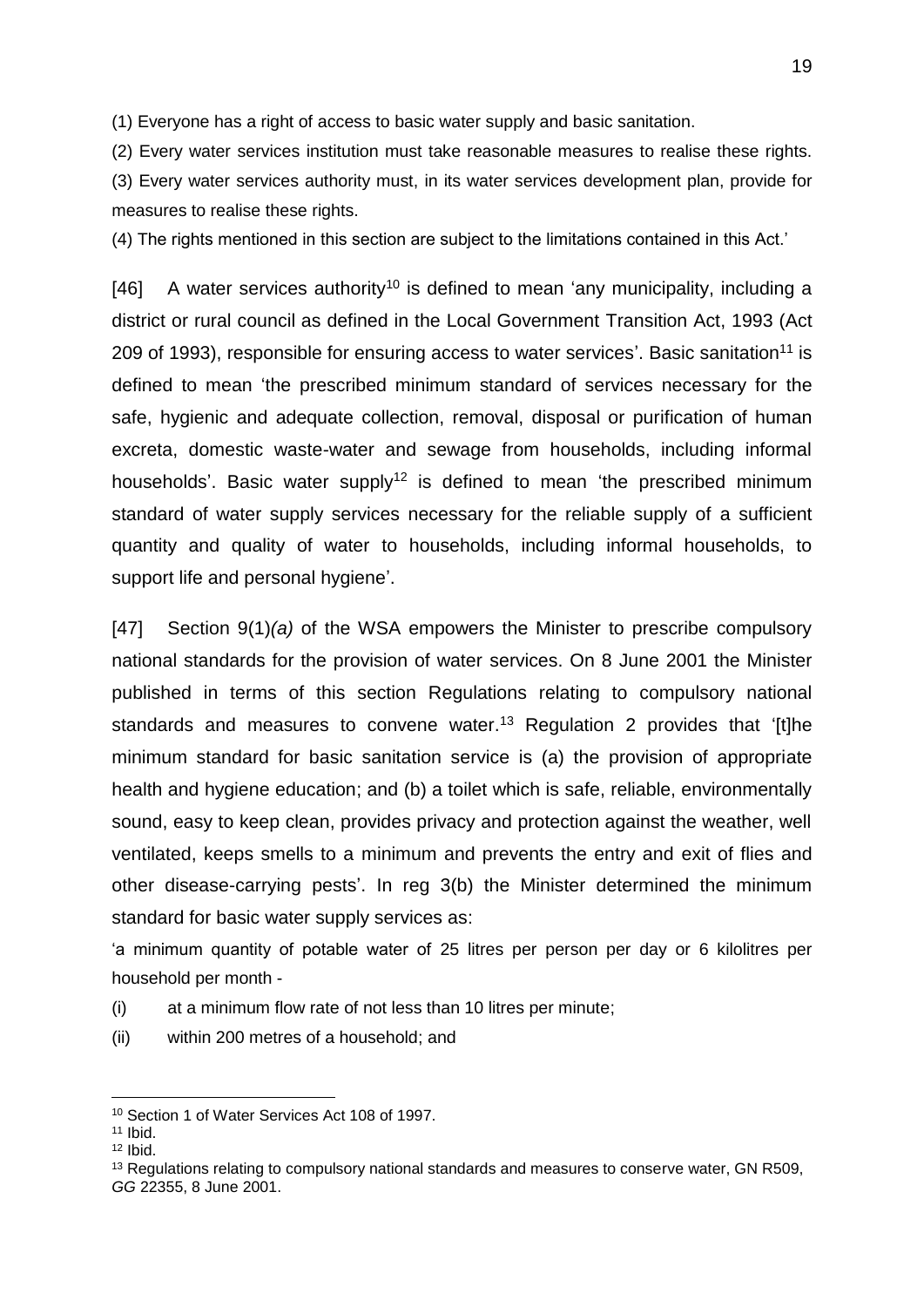(1) Everyone has a right of access to basic water supply and basic sanitation.

(2) Every water services institution must take reasonable measures to realise these rights.

(3) Every water services authority must, in its water services development plan, provide for measures to realise these rights.

(4) The rights mentioned in this section are subject to the limitations contained in this Act.'

[46] A water services authority[10] is defined to mean 'any municipality, including a district or rural council as defined in the Local Government Transition Act, 1993 (Act 209 of 1993), responsible for ensuring access to water services'. Basic sanitation[11] is defined to mean 'the prescribed minimum standard of services necessary for the safe, hygienic and adequate collection, removal, disposal or purification of human excreta, domestic waste-water and sewage from households, including informal households'. Basic water supply[12] is defined to mean 'the prescribed minimum standard of water supply services necessary for the reliable supply of a sufficient quantity and quality of water to households, including informal households, to support life and personal hygiene'.

[47] Section 9(1)*(a)* of the WSA empowers the Minister to prescribe compulsory national standards for the provision of water services. On 8 June 2001 the Minister published in terms of this section Regulations relating to compulsory national standards and measures to convene water.[13] Regulation 2 provides that '[t]he minimum standard for basic sanitation service is (a) the provision of appropriate health and hygiene education; and (b) a toilet which is safe, reliable, environmentally sound, easy to keep clean, provides privacy and protection against the weather, well ventilated, keeps smells to a minimum and prevents the entry and exit of flies and other disease-carrying pests'. In reg 3(b) the Minister determined the minimum standard for basic water supply services as:

'a minimum quantity of potable water of 25 litres per person per day or 6 kilolitres per household per month -

(i) at a minimum flow rate of not less than 10 litres per minute;

(ii) within 200 metres of a household; and

---

[10] Section 1 of Water Services Act 108 of 1997.

[11] Ibid.

[12] Ibid.

[13] Regulations relating to compulsory national standards and measures to conserve water, GN R509, *GG* 22355, 8 June 2001.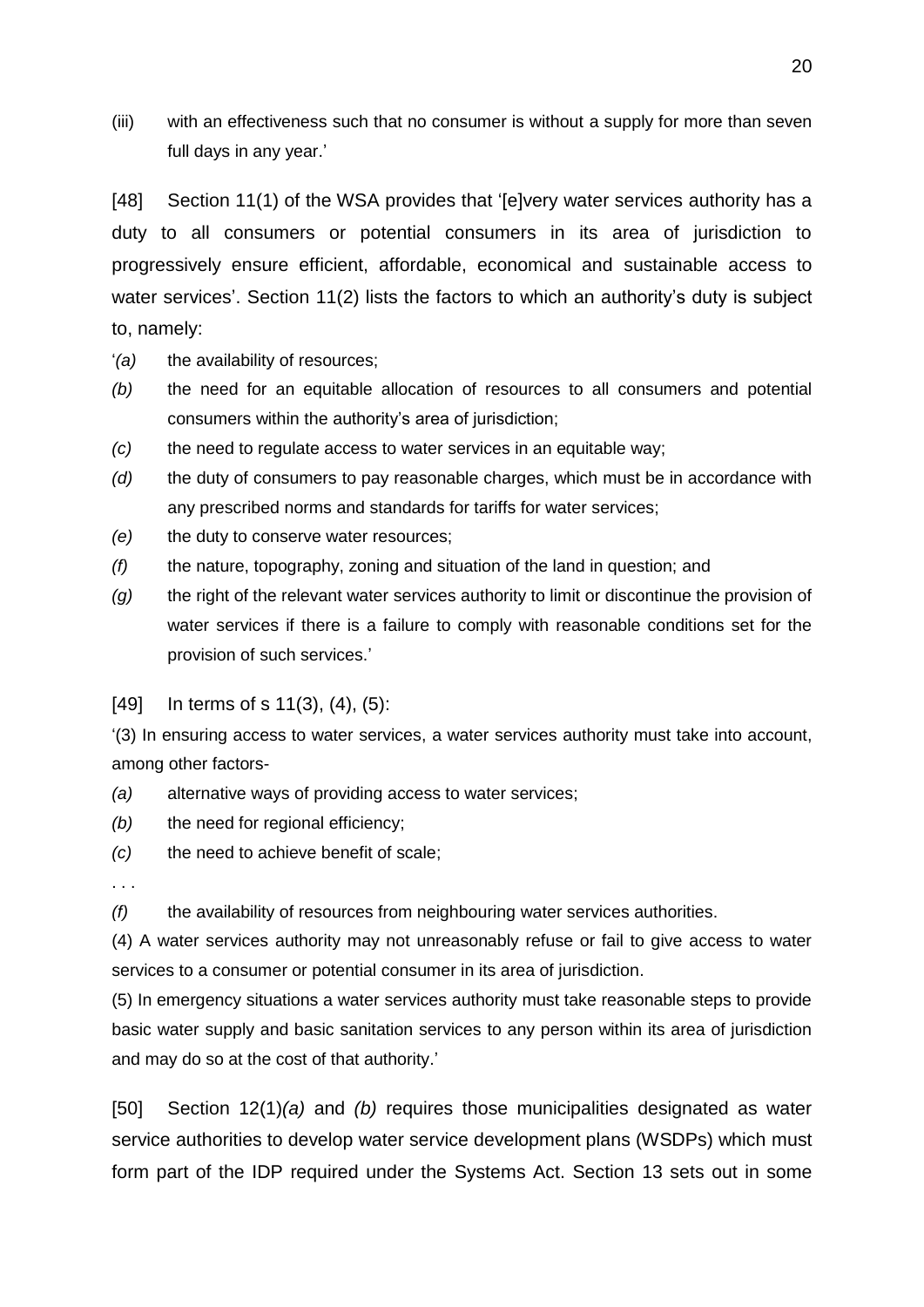(iii) with an effectiveness such that no consumer is without a supply for more than seven full days in any year.'

[48] Section 11(1) of the WSA provides that '[e]very water services authority has a duty to all consumers or potential consumers in its area of jurisdiction to progressively ensure efficient, affordable, economical and sustainable access to water services'. Section 11(2) lists the factors to which an authority's duty is subject to, namely:

'*(a)* the availability of resources;

*(b)* the need for an equitable allocation of resources to all consumers and potential consumers within the authority's area of jurisdiction;

*(c)* the need to regulate access to water services in an equitable way;

*(d)* the duty of consumers to pay reasonable charges, which must be in accordance with any prescribed norms and standards for tariffs for water services;

*(e)* the duty to conserve water resources;

*(f)* the nature, topography, zoning and situation of the land in question; and

*(g)* the right of the relevant water services authority to limit or discontinue the provision of water services if there is a failure to comply with reasonable conditions set for the provision of such services.'

[49] In terms of s 11(3), (4), (5):

'(3) In ensuring access to water services, a water services authority must take into account, among other factors-

*(a)* alternative ways of providing access to water services;

*(b)* the need for regional efficiency;

*(c)* the need to achieve benefit of scale;

. . .

*(f)* the availability of resources from neighbouring water services authorities.

(4) A water services authority may not unreasonably refuse or fail to give access to water services to a consumer or potential consumer in its area of jurisdiction.

(5) In emergency situations a water services authority must take reasonable steps to provide basic water supply and basic sanitation services to any person within its area of jurisdiction and may do so at the cost of that authority.'

[50] Section 12(1)*(a)* and *(b)* requires those municipalities designated as water service authorities to develop water service development plans (WSDPs) which must form part of the IDP required under the Systems Act. Section 13 sets out in some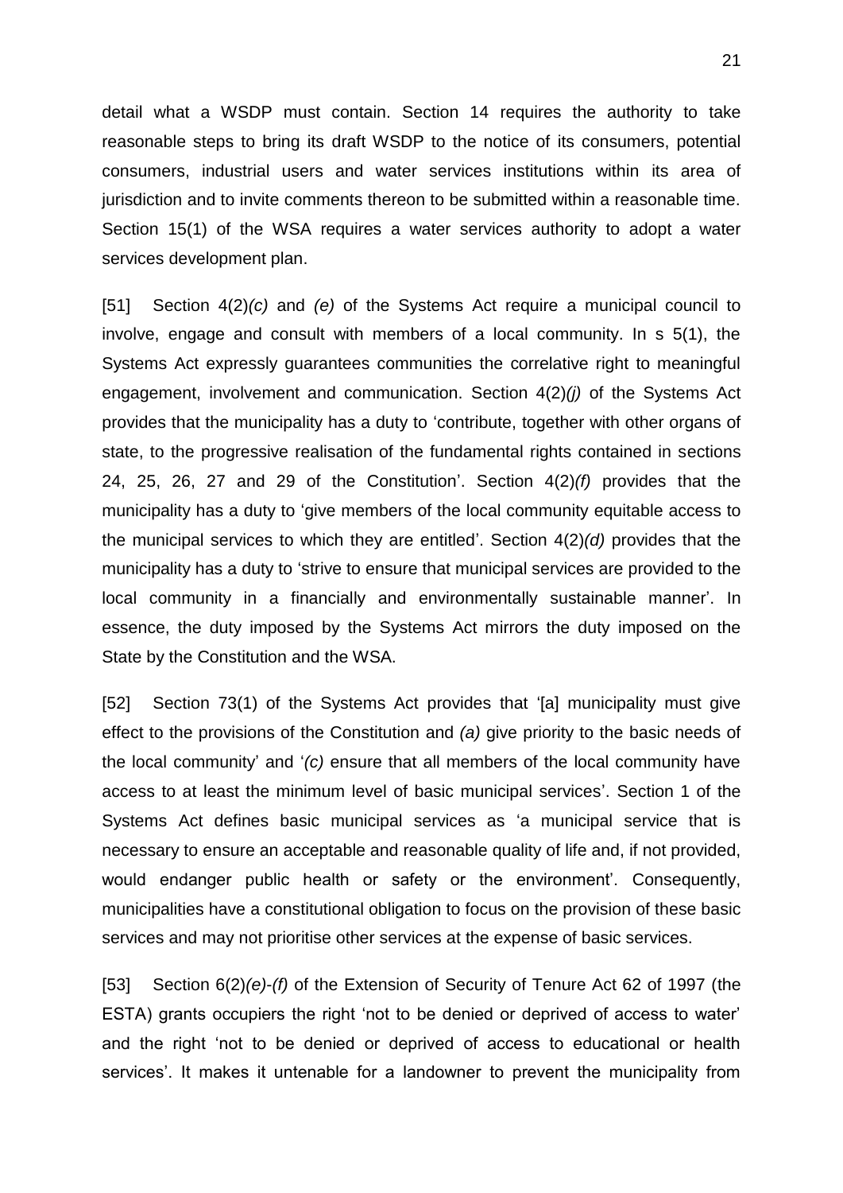detail what a WSDP must contain. Section 14 requires the authority to take reasonable steps to bring its draft WSDP to the notice of its consumers, potential consumers, industrial users and water services institutions within its area of jurisdiction and to invite comments thereon to be submitted within a reasonable time. Section 15(1) of the WSA requires a water services authority to adopt a water services development plan.

[51] Section 4(2)*(c)* and *(e)* of the Systems Act require a municipal council to involve, engage and consult with members of a local community. In s 5(1), the Systems Act expressly guarantees communities the correlative right to meaningful engagement, involvement and communication. Section 4(2)*(j)* of the Systems Act provides that the municipality has a duty to 'contribute, together with other organs of state, to the progressive realisation of the fundamental rights contained in sections 24, 25, 26, 27 and 29 of the Constitution'. Section 4(2)*(f)* provides that the municipality has a duty to 'give members of the local community equitable access to the municipal services to which they are entitled'. Section 4(2)*(d)* provides that the municipality has a duty to 'strive to ensure that municipal services are provided to the local community in a financially and environmentally sustainable manner'. In essence, the duty imposed by the Systems Act mirrors the duty imposed on the State by the Constitution and the WSA.

[52] Section 73(1) of the Systems Act provides that '[a] municipality must give effect to the provisions of the Constitution and *(a)* give priority to the basic needs of the local community' and '*(c)* ensure that all members of the local community have access to at least the minimum level of basic municipal services'. Section 1 of the Systems Act defines basic municipal services as 'a municipal service that is necessary to ensure an acceptable and reasonable quality of life and, if not provided, would endanger public health or safety or the environment'. Consequently, municipalities have a constitutional obligation to focus on the provision of these basic services and may not prioritise other services at the expense of basic services.

[53] Section 6(2)*(e)-(f)* of the Extension of Security of Tenure Act 62 of 1997 (the ESTA) grants occupiers the right 'not to be denied or deprived of access to water' and the right 'not to be denied or deprived of access to educational or health services'. It makes it untenable for a landowner to prevent the municipality from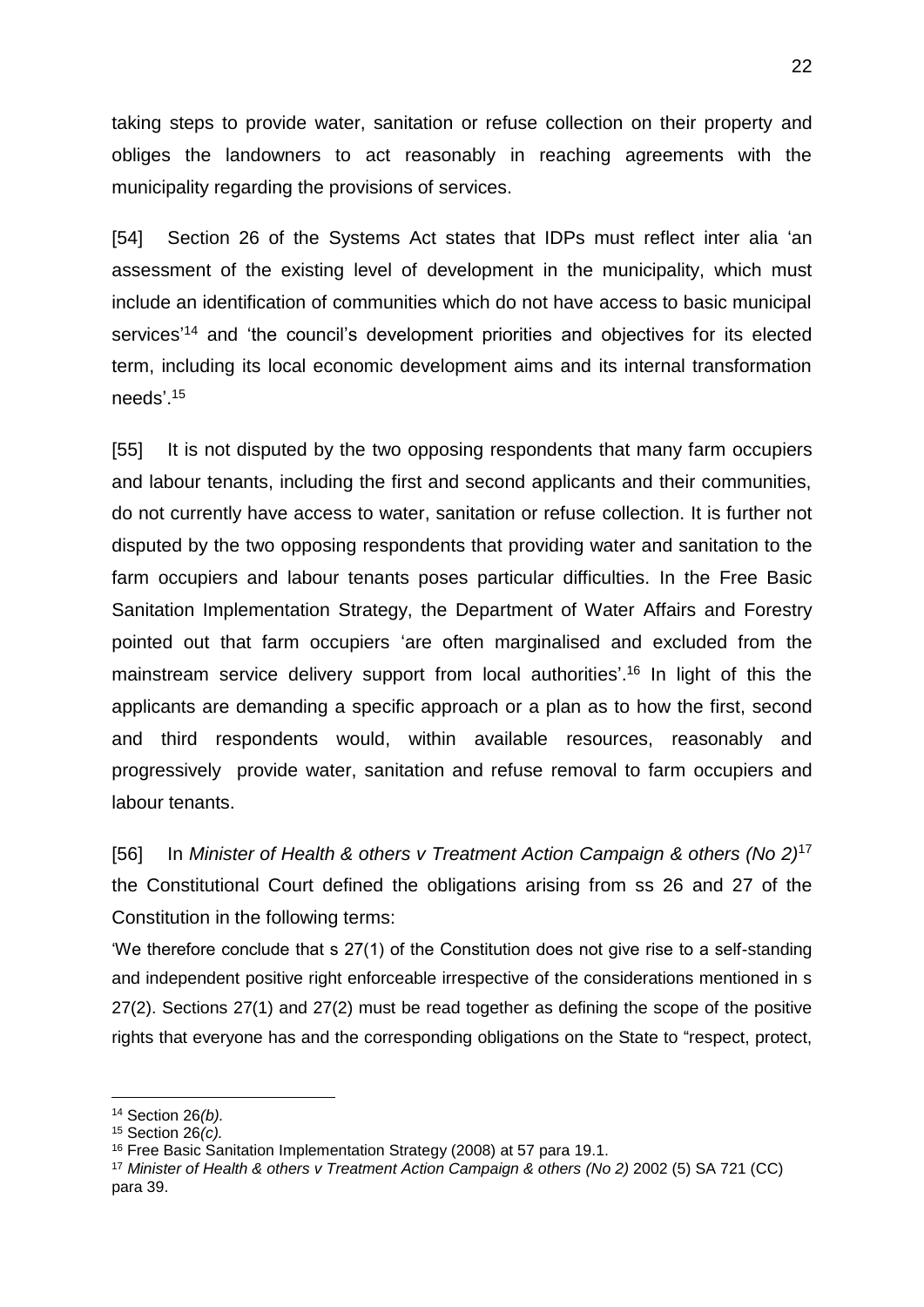taking steps to provide water, sanitation or refuse collection on their property and obliges the landowners to act reasonably in reaching agreements with the municipality regarding the provisions of services.

[54] Section 26 of the Systems Act states that IDPs must reflect inter alia 'an assessment of the existing level of development in the municipality, which must include an identification of communities which do not have access to basic municipal services'[14] and 'the council's development priorities and objectives for its elected term, including its local economic development aims and its internal transformation needs'.[15]

[55] It is not disputed by the two opposing respondents that many farm occupiers and labour tenants, including the first and second applicants and their communities, do not currently have access to water, sanitation or refuse collection. It is further not disputed by the two opposing respondents that providing water and sanitation to the farm occupiers and labour tenants poses particular difficulties. In the Free Basic Sanitation Implementation Strategy, the Department of Water Affairs and Forestry pointed out that farm occupiers 'are often marginalised and excluded from the mainstream service delivery support from local authorities'.[16] In light of this the applicants are demanding a specific approach or a plan as to how the first, second and third respondents would, within available resources, reasonably and progressively provide water, sanitation and refuse removal to farm occupiers and labour tenants.

[56] In *Minister of Health & others v Treatment Action Campaign & others (No 2)*[17] the Constitutional Court defined the obligations arising from ss 26 and 27 of the Constitution in the following terms:

'We therefore conclude that s 27(1) of the Constitution does not give rise to a self-standing and independent positive right enforceable irrespective of the considerations mentioned in s 27(2). Sections 27(1) and 27(2) must be read together as defining the scope of the positive rights that everyone has and the corresponding obligations on the State to "respect, protect,

---

[14] Section 26*(b).*

[15] Section 26*(c).*

[16] Free Basic Sanitation Implementation Strategy (2008) at 57 para 19.1.

[17] *Minister of Health & others v Treatment Action Campaign & others (No 2)* 2002 (5) SA 721 (CC) para 39.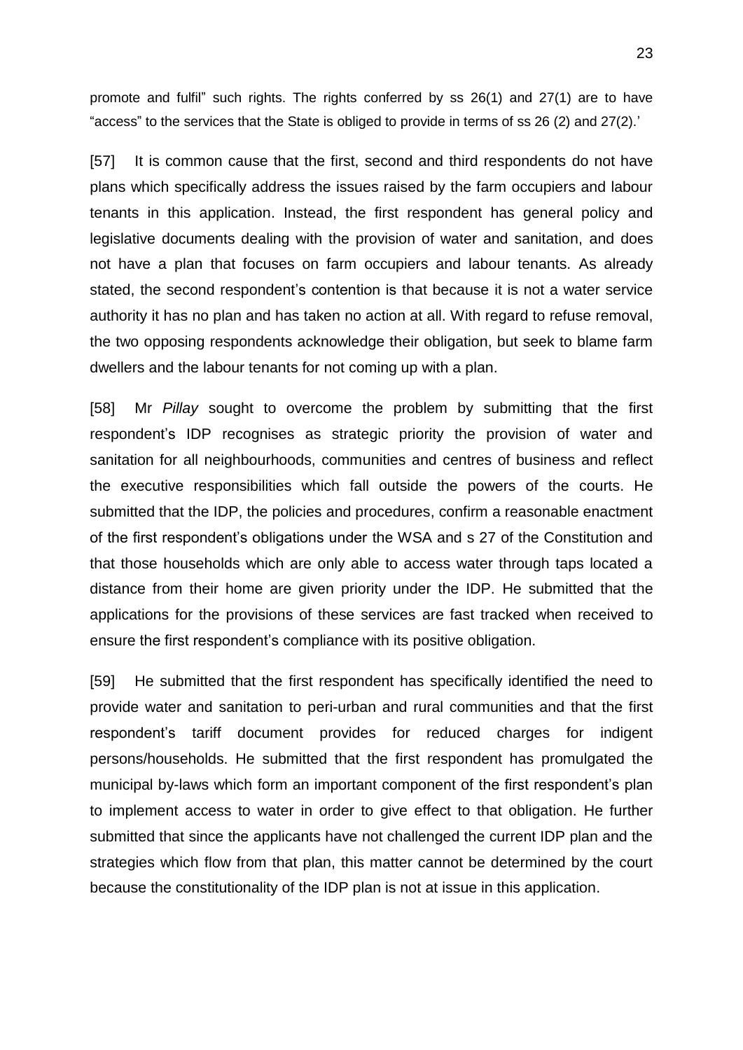promote and fulfil" such rights. The rights conferred by ss 26(1) and 27(1) are to have "access" to the services that the State is obliged to provide in terms of ss 26 (2) and 27(2).'

[57] It is common cause that the first, second and third respondents do not have plans which specifically address the issues raised by the farm occupiers and labour tenants in this application. Instead, the first respondent has general policy and legislative documents dealing with the provision of water and sanitation, and does not have a plan that focuses on farm occupiers and labour tenants. As already stated, the second respondent's contention is that because it is not a water service authority it has no plan and has taken no action at all. With regard to refuse removal, the two opposing respondents acknowledge their obligation, but seek to blame farm dwellers and the labour tenants for not coming up with a plan.

[58] Mr *Pillay* sought to overcome the problem by submitting that the first respondent's IDP recognises as strategic priority the provision of water and sanitation for all neighbourhoods, communities and centres of business and reflect the executive responsibilities which fall outside the powers of the courts. He submitted that the IDP, the policies and procedures, confirm a reasonable enactment of the first respondent's obligations under the WSA and s 27 of the Constitution and that those households which are only able to access water through taps located a distance from their home are given priority under the IDP. He submitted that the applications for the provisions of these services are fast tracked when received to ensure the first respondent's compliance with its positive obligation.

[59] He submitted that the first respondent has specifically identified the need to provide water and sanitation to peri-urban and rural communities and that the first respondent's tariff document provides for reduced charges for indigent persons/households. He submitted that the first respondent has promulgated the municipal by-laws which form an important component of the first respondent's plan to implement access to water in order to give effect to that obligation. He further submitted that since the applicants have not challenged the current IDP plan and the strategies which flow from that plan, this matter cannot be determined by the court because the constitutionality of the IDP plan is not at issue in this application.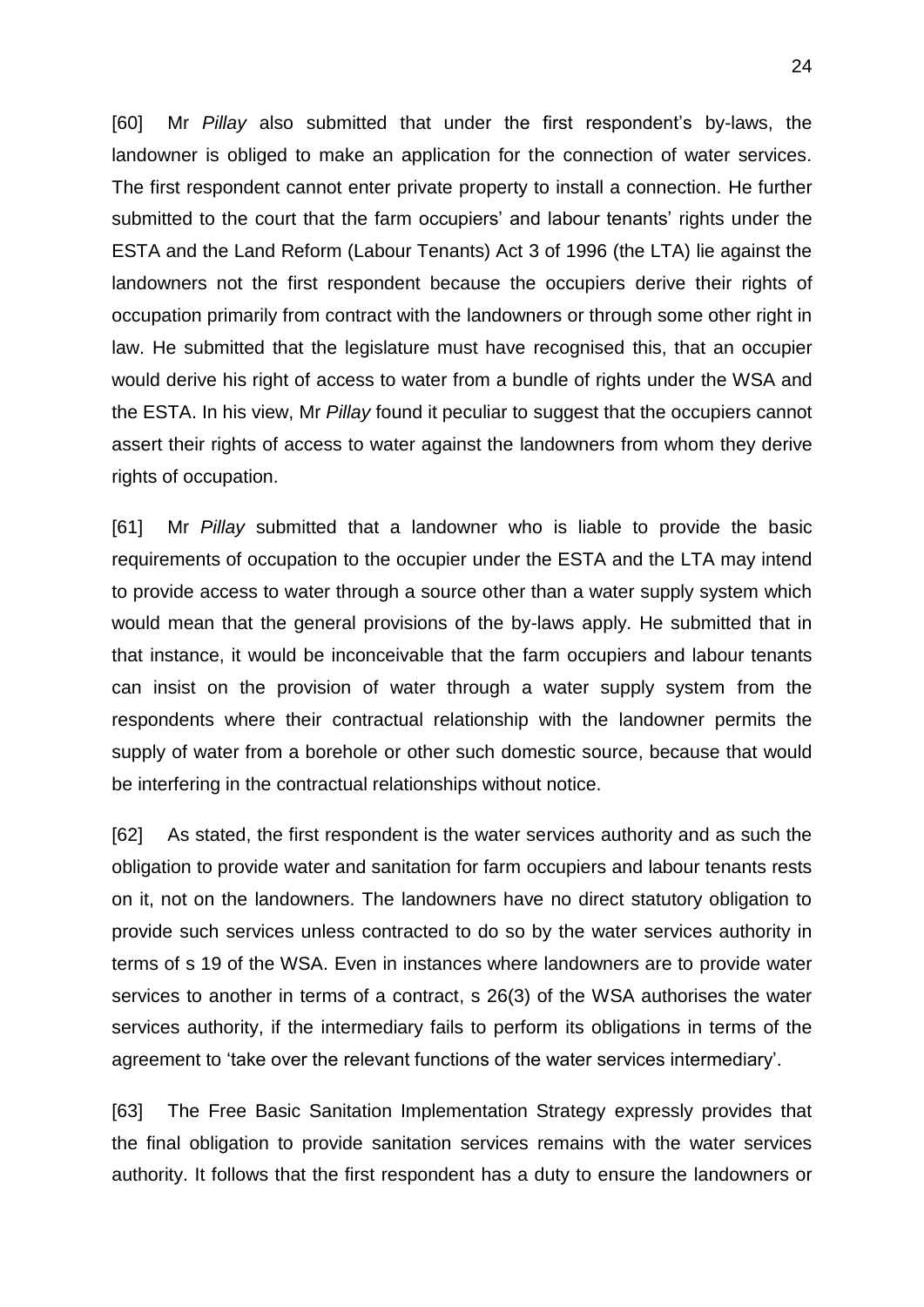[60] Mr *Pillay* also submitted that under the first respondent's by-laws, the landowner is obliged to make an application for the connection of water services. The first respondent cannot enter private property to install a connection. He further submitted to the court that the farm occupiers' and labour tenants' rights under the ESTA and the Land Reform (Labour Tenants) Act 3 of 1996 (the LTA) lie against the landowners not the first respondent because the occupiers derive their rights of occupation primarily from contract with the landowners or through some other right in law. He submitted that the legislature must have recognised this, that an occupier would derive his right of access to water from a bundle of rights under the WSA and the ESTA. In his view, Mr *Pillay* found it peculiar to suggest that the occupiers cannot assert their rights of access to water against the landowners from whom they derive rights of occupation.

[61] Mr *Pillay* submitted that a landowner who is liable to provide the basic requirements of occupation to the occupier under the ESTA and the LTA may intend to provide access to water through a source other than a water supply system which would mean that the general provisions of the by-laws apply. He submitted that in that instance, it would be inconceivable that the farm occupiers and labour tenants can insist on the provision of water through a water supply system from the respondents where their contractual relationship with the landowner permits the supply of water from a borehole or other such domestic source, because that would be interfering in the contractual relationships without notice.

[62] As stated, the first respondent is the water services authority and as such the obligation to provide water and sanitation for farm occupiers and labour tenants rests on it, not on the landowners. The landowners have no direct statutory obligation to provide such services unless contracted to do so by the water services authority in terms of s 19 of the WSA. Even in instances where landowners are to provide water services to another in terms of a contract, s 26(3) of the WSA authorises the water services authority, if the intermediary fails to perform its obligations in terms of the agreement to 'take over the relevant functions of the water services intermediary'.

[63] The Free Basic Sanitation Implementation Strategy expressly provides that the final obligation to provide sanitation services remains with the water services authority. It follows that the first respondent has a duty to ensure the landowners or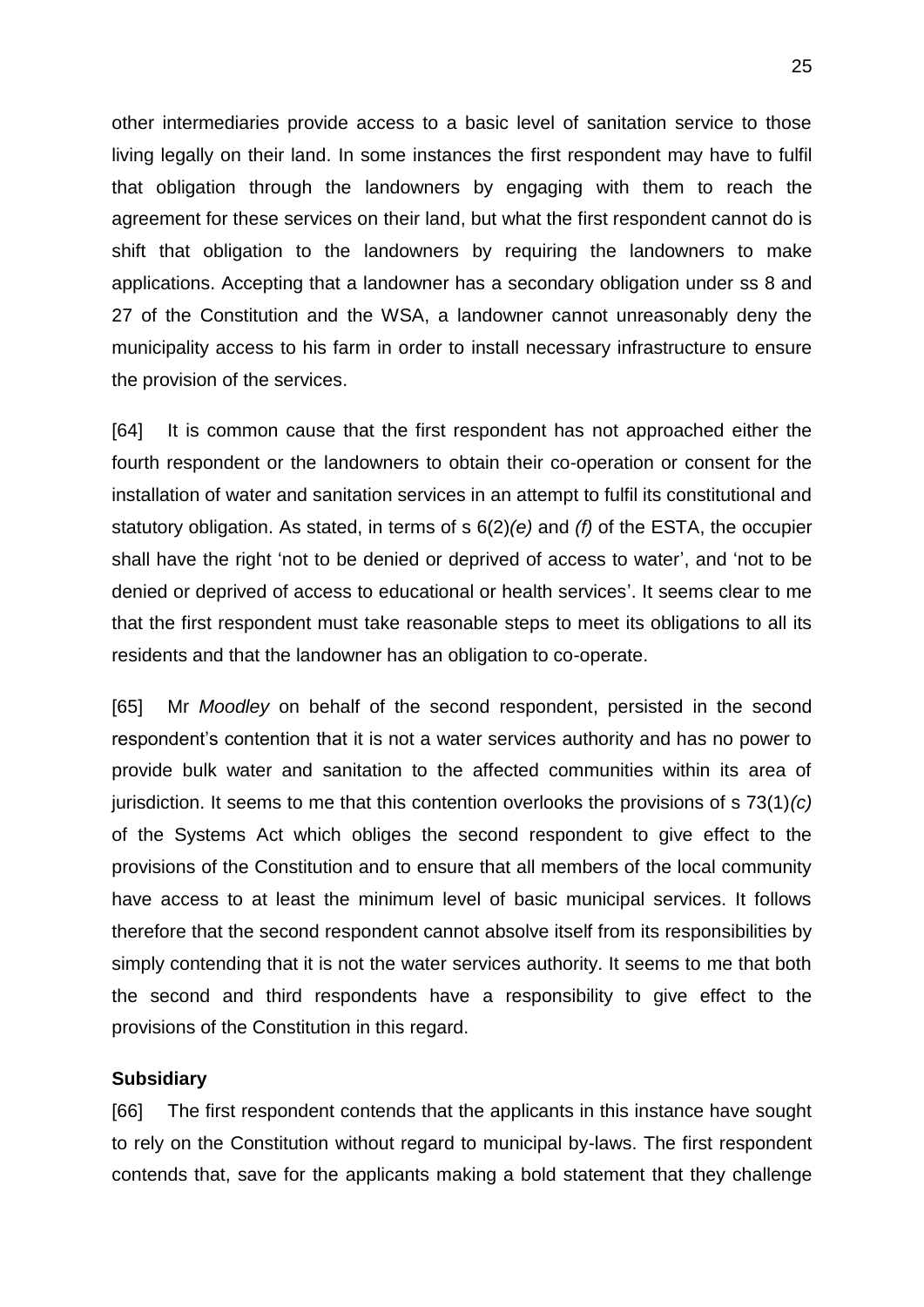other intermediaries provide access to a basic level of sanitation service to those living legally on their land. In some instances the first respondent may have to fulfil that obligation through the landowners by engaging with them to reach the agreement for these services on their land, but what the first respondent cannot do is shift that obligation to the landowners by requiring the landowners to make applications. Accepting that a landowner has a secondary obligation under ss 8 and 27 of the Constitution and the WSA, a landowner cannot unreasonably deny the municipality access to his farm in order to install necessary infrastructure to ensure the provision of the services.

[64] It is common cause that the first respondent has not approached either the fourth respondent or the landowners to obtain their co-operation or consent for the installation of water and sanitation services in an attempt to fulfil its constitutional and statutory obligation. As stated, in terms of s 6(2)*(e)* and *(f)* of the ESTA, the occupier shall have the right 'not to be denied or deprived of access to water', and 'not to be denied or deprived of access to educational or health services'. It seems clear to me that the first respondent must take reasonable steps to meet its obligations to all its residents and that the landowner has an obligation to co-operate.

[65] Mr *Moodley* on behalf of the second respondent, persisted in the second respondent's contention that it is not a water services authority and has no power to provide bulk water and sanitation to the affected communities within its area of jurisdiction. It seems to me that this contention overlooks the provisions of s 73(1)*(c)* of the Systems Act which obliges the second respondent to give effect to the provisions of the Constitution and to ensure that all members of the local community have access to at least the minimum level of basic municipal services. It follows therefore that the second respondent cannot absolve itself from its responsibilities by simply contending that it is not the water services authority. It seems to me that both the second and third respondents have a responsibility to give effect to the provisions of the Constitution in this regard.

**Subsidiary**

[66] The first respondent contends that the applicants in this instance have sought to rely on the Constitution without regard to municipal by-laws. The first respondent contends that, save for the applicants making a bold statement that they challenge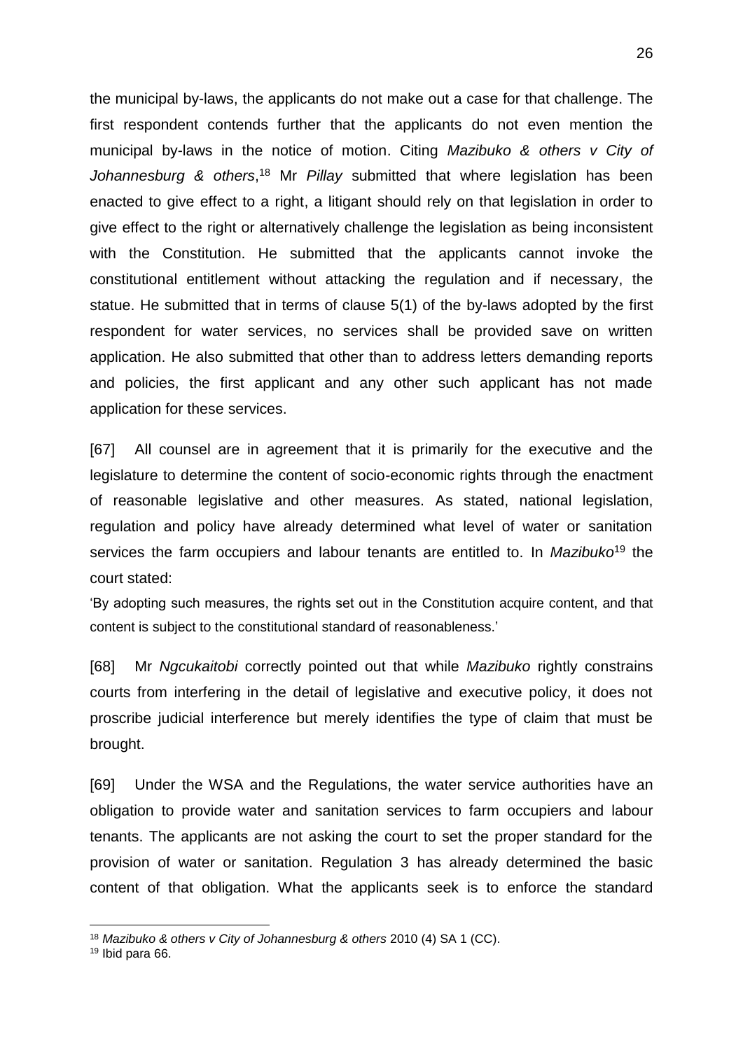the municipal by-laws, the applicants do not make out a case for that challenge. The first respondent contends further that the applicants do not even mention the municipal by-laws in the notice of motion. Citing *Mazibuko & others v City of Johannesburg & others*,[18] Mr *Pillay* submitted that where legislation has been enacted to give effect to a right, a litigant should rely on that legislation in order to give effect to the right or alternatively challenge the legislation as being inconsistent with the Constitution. He submitted that the applicants cannot invoke the constitutional entitlement without attacking the regulation and if necessary, the statue. He submitted that in terms of clause 5(1) of the by-laws adopted by the first respondent for water services, no services shall be provided save on written application. He also submitted that other than to address letters demanding reports and policies, the first applicant and any other such applicant has not made application for these services.

[67] All counsel are in agreement that it is primarily for the executive and the legislature to determine the content of socio-economic rights through the enactment of reasonable legislative and other measures. As stated, national legislation, regulation and policy have already determined what level of water or sanitation services the farm occupiers and labour tenants are entitled to. In *Mazibuko*[19] the court stated:

'By adopting such measures, the rights set out in the Constitution acquire content, and that content is subject to the constitutional standard of reasonableness.'

[68] Mr *Ngcukaitobi* correctly pointed out that while *Mazibuko* rightly constrains courts from interfering in the detail of legislative and executive policy, it does not proscribe judicial interference but merely identifies the type of claim that must be brought.

[69] Under the WSA and the Regulations, the water service authorities have an obligation to provide water and sanitation services to farm occupiers and labour tenants. The applicants are not asking the court to set the proper standard for the provision of water or sanitation. Regulation 3 has already determined the basic content of that obligation. What the applicants seek is to enforce the standard

---

[18] *Mazibuko & others v City of Johannesburg & others* 2010 (4) SA 1 (CC).

[19] Ibid para 66.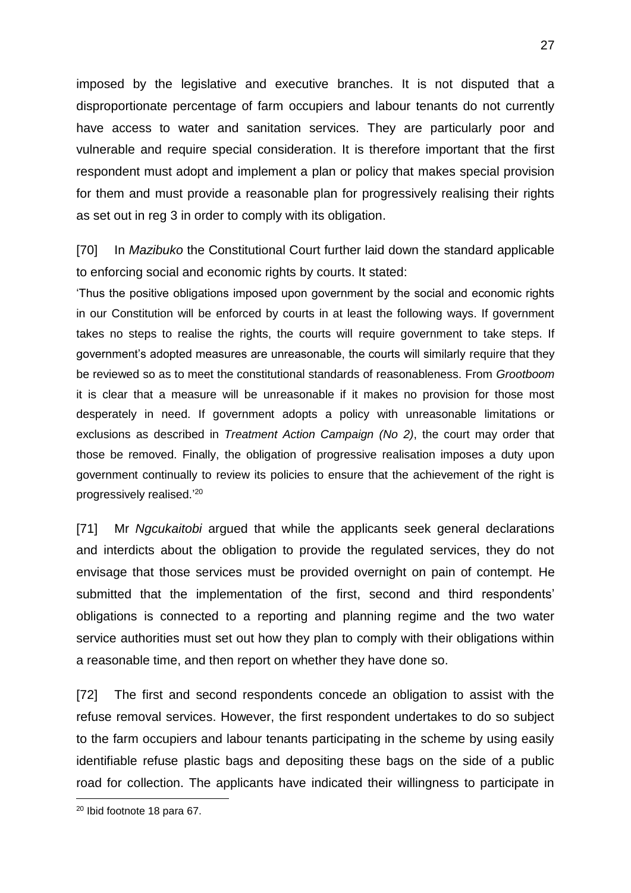imposed by the legislative and executive branches. It is not disputed that a disproportionate percentage of farm occupiers and labour tenants do not currently have access to water and sanitation services. They are particularly poor and vulnerable and require special consideration. It is therefore important that the first respondent must adopt and implement a plan or policy that makes special provision for them and must provide a reasonable plan for progressively realising their rights as set out in reg 3 in order to comply with its obligation.

[70] In *Mazibuko* the Constitutional Court further laid down the standard applicable to enforcing social and economic rights by courts. It stated:

'Thus the positive obligations imposed upon government by the social and economic rights in our Constitution will be enforced by courts in at least the following ways. If government takes no steps to realise the rights, the courts will require government to take steps. If government's adopted measures are unreasonable, the courts will similarly require that they be reviewed so as to meet the constitutional standards of reasonableness. From *Grootboom* it is clear that a measure will be unreasonable if it makes no provision for those most desperately in need. If government adopts a policy with unreasonable limitations or exclusions as described in *Treatment Action Campaign (No 2)*, the court may order that those be removed. Finally, the obligation of progressive realisation imposes a duty upon government continually to review its policies to ensure that the achievement of the right is progressively realised.'[20]

[71] Mr *Ngcukaitobi* argued that while the applicants seek general declarations and interdicts about the obligation to provide the regulated services, they do not envisage that those services must be provided overnight on pain of contempt. He submitted that the implementation of the first, second and third respondents' obligations is connected to a reporting and planning regime and the two water service authorities must set out how they plan to comply with their obligations within a reasonable time, and then report on whether they have done so.

[72] The first and second respondents concede an obligation to assist with the refuse removal services. However, the first respondent undertakes to do so subject to the farm occupiers and labour tenants participating in the scheme by using easily identifiable refuse plastic bags and depositing these bags on the side of a public road for collection. The applicants have indicated their willingness to participate in

[20] Ibid footnote 18 para 67.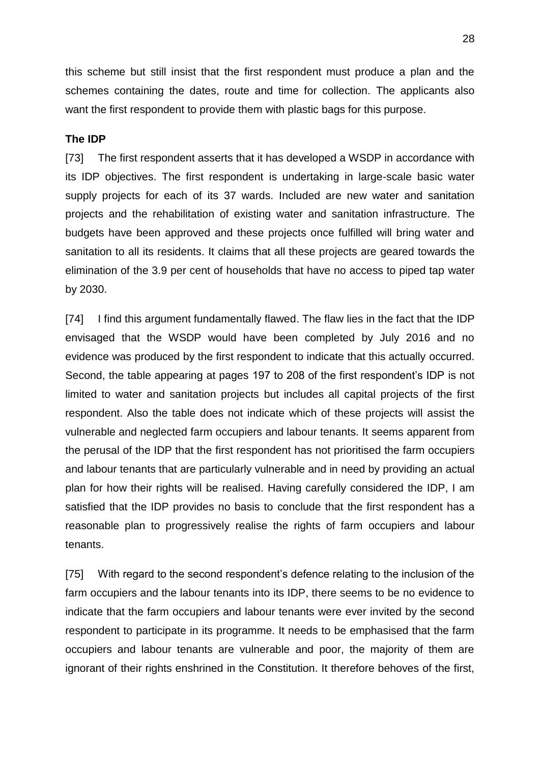this scheme but still insist that the first respondent must produce a plan and the schemes containing the dates, route and time for collection. The applicants also want the first respondent to provide them with plastic bags for this purpose.

**The IDP**

[73] The first respondent asserts that it has developed a WSDP in accordance with its IDP objectives. The first respondent is undertaking in large-scale basic water supply projects for each of its 37 wards. Included are new water and sanitation projects and the rehabilitation of existing water and sanitation infrastructure. The budgets have been approved and these projects once fulfilled will bring water and sanitation to all its residents. It claims that all these projects are geared towards the elimination of the 3.9 per cent of households that have no access to piped tap water by 2030.

[74] I find this argument fundamentally flawed. The flaw lies in the fact that the IDP envisaged that the WSDP would have been completed by July 2016 and no evidence was produced by the first respondent to indicate that this actually occurred. Second, the table appearing at pages 197 to 208 of the first respondent's IDP is not limited to water and sanitation projects but includes all capital projects of the first respondent. Also the table does not indicate which of these projects will assist the vulnerable and neglected farm occupiers and labour tenants. It seems apparent from the perusal of the IDP that the first respondent has not prioritised the farm occupiers and labour tenants that are particularly vulnerable and in need by providing an actual plan for how their rights will be realised. Having carefully considered the IDP, I am satisfied that the IDP provides no basis to conclude that the first respondent has a reasonable plan to progressively realise the rights of farm occupiers and labour tenants.

[75] With regard to the second respondent's defence relating to the inclusion of the farm occupiers and the labour tenants into its IDP, there seems to be no evidence to indicate that the farm occupiers and labour tenants were ever invited by the second respondent to participate in its programme. It needs to be emphasised that the farm occupiers and labour tenants are vulnerable and poor, the majority of them are ignorant of their rights enshrined in the Constitution. It therefore behoves of the first,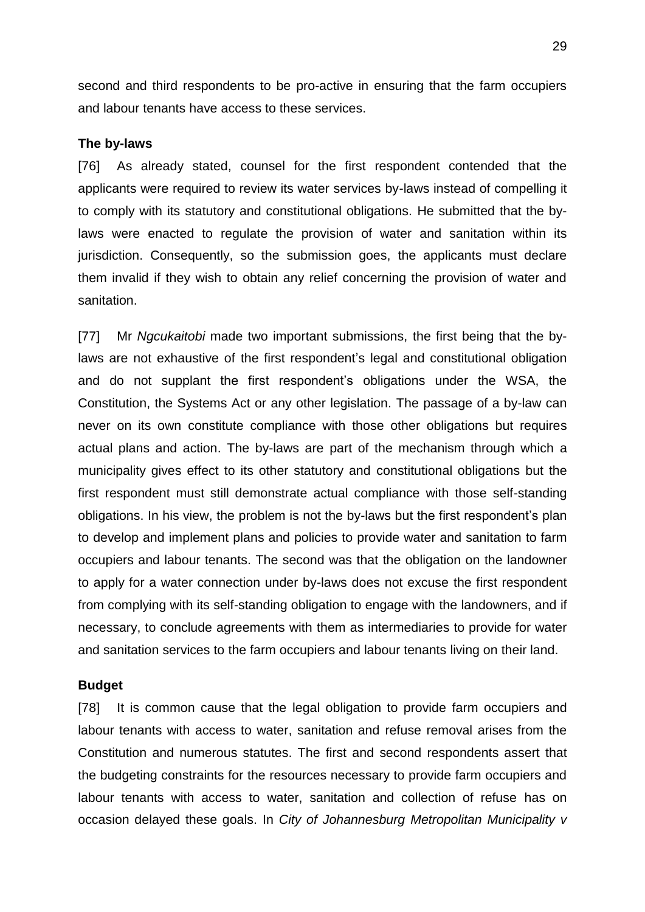second and third respondents to be pro-active in ensuring that the farm occupiers and labour tenants have access to these services.

**The by-laws**

[76] As already stated, counsel for the first respondent contended that the applicants were required to review its water services by-laws instead of compelling it to comply with its statutory and constitutional obligations. He submitted that the by-laws were enacted to regulate the provision of water and sanitation within its jurisdiction. Consequently, so the submission goes, the applicants must declare them invalid if they wish to obtain any relief concerning the provision of water and sanitation.

[77] Mr *Ngcukaitobi* made two important submissions, the first being that the by-laws are not exhaustive of the first respondent's legal and constitutional obligation and do not supplant the first respondent's obligations under the WSA, the Constitution, the Systems Act or any other legislation. The passage of a by-law can never on its own constitute compliance with those other obligations but requires actual plans and action. The by-laws are part of the mechanism through which a municipality gives effect to its other statutory and constitutional obligations but the first respondent must still demonstrate actual compliance with those self-standing obligations. In his view, the problem is not the by-laws but the first respondent's plan to develop and implement plans and policies to provide water and sanitation to farm occupiers and labour tenants. The second was that the obligation on the landowner to apply for a water connection under by-laws does not excuse the first respondent from complying with its self-standing obligation to engage with the landowners, and if necessary, to conclude agreements with them as intermediaries to provide for water and sanitation services to the farm occupiers and labour tenants living on their land.

**Budget**

[78] It is common cause that the legal obligation to provide farm occupiers and labour tenants with access to water, sanitation and refuse removal arises from the Constitution and numerous statutes. The first and second respondents assert that the budgeting constraints for the resources necessary to provide farm occupiers and labour tenants with access to water, sanitation and collection of refuse has on occasion delayed these goals. In *City of Johannesburg Metropolitan Municipality v*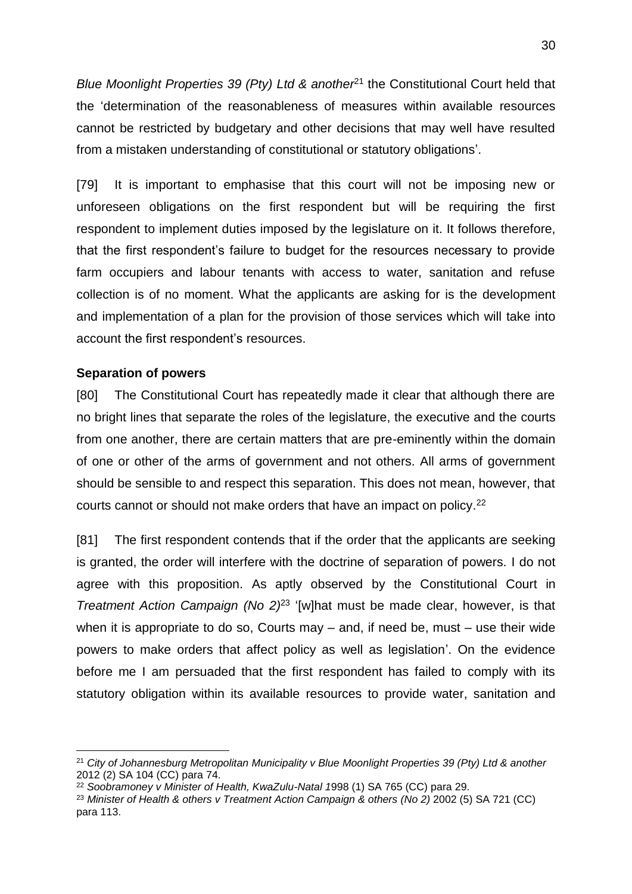*Blue Moonlight Properties 39 (Pty) Ltd & another*[21] the Constitutional Court held that the 'determination of the reasonableness of measures within available resources cannot be restricted by budgetary and other decisions that may well have resulted from a mistaken understanding of constitutional or statutory obligations'.

[79] It is important to emphasise that this court will not be imposing new or unforeseen obligations on the first respondent but will be requiring the first respondent to implement duties imposed by the legislature on it. It follows therefore, that the first respondent's failure to budget for the resources necessary to provide farm occupiers and labour tenants with access to water, sanitation and refuse collection is of no moment. What the applicants are asking for is the development and implementation of a plan for the provision of those services which will take into account the first respondent's resources.

**Separation of powers**

[80] The Constitutional Court has repeatedly made it clear that although there are no bright lines that separate the roles of the legislature, the executive and the courts from one another, there are certain matters that are pre-eminently within the domain of one or other of the arms of government and not others. All arms of government should be sensible to and respect this separation. This does not mean, however, that courts cannot or should not make orders that have an impact on policy.[22]

[81] The first respondent contends that if the order that the applicants are seeking is granted, the order will interfere with the doctrine of separation of powers. I do not agree with this proposition. As aptly observed by the Constitutional Court in *Treatment Action Campaign (No 2)*[23] '[w]hat must be made clear, however, is that when it is appropriate to do so, Courts may – and, if need be, must – use their wide powers to make orders that affect policy as well as legislation'. On the evidence before me I am persuaded that the first respondent has failed to comply with its statutory obligation within its available resources to provide water, sanitation and

---

[21] *City of Johannesburg Metropolitan Municipality v Blue Moonlight Properties 39 (Pty) Ltd & another* 2012 (2) SA 104 (CC) para 74.

[22] *Soobramoney v Minister of Health, KwaZulu-Natal 1*998 (1) SA 765 (CC) para 29.

[23] *Minister of Health & others v Treatment Action Campaign & others (No 2)* 2002 (5) SA 721 (CC) para 113.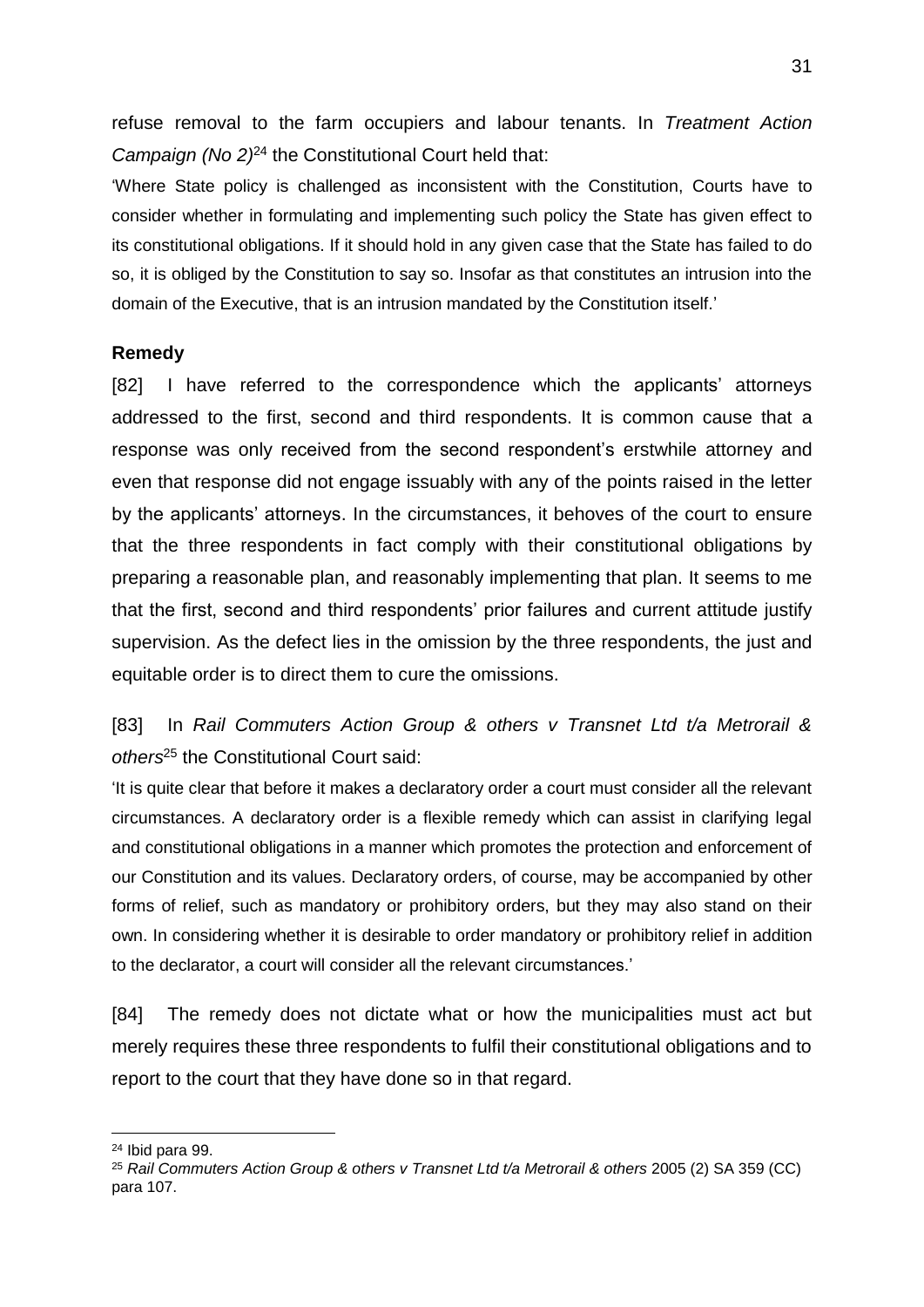refuse removal to the farm occupiers and labour tenants. In *Treatment Action Campaign (No 2)*[24] the Constitutional Court held that:

'Where State policy is challenged as inconsistent with the Constitution, Courts have to consider whether in formulating and implementing such policy the State has given effect to its constitutional obligations. If it should hold in any given case that the State has failed to do so, it is obliged by the Constitution to say so. Insofar as that constitutes an intrusion into the domain of the Executive, that is an intrusion mandated by the Constitution itself.'

**Remedy**

[82] I have referred to the correspondence which the applicants' attorneys addressed to the first, second and third respondents. It is common cause that a response was only received from the second respondent's erstwhile attorney and even that response did not engage issuably with any of the points raised in the letter by the applicants' attorneys. In the circumstances, it behoves of the court to ensure that the three respondents in fact comply with their constitutional obligations by preparing a reasonable plan, and reasonably implementing that plan. It seems to me that the first, second and third respondents' prior failures and current attitude justify supervision. As the defect lies in the omission by the three respondents, the just and equitable order is to direct them to cure the omissions.

[83] In *Rail Commuters Action Group & others v Transnet Ltd t/a Metrorail & others*[25] the Constitutional Court said:

'It is quite clear that before it makes a declaratory order a court must consider all the relevant circumstances. A declaratory order is a flexible remedy which can assist in clarifying legal and constitutional obligations in a manner which promotes the protection and enforcement of our Constitution and its values. Declaratory orders, of course, may be accompanied by other forms of relief, such as mandatory or prohibitory orders, but they may also stand on their own. In considering whether it is desirable to order mandatory or prohibitory relief in addition to the declarator, a court will consider all the relevant circumstances.'

[84] The remedy does not dictate what or how the municipalities must act but merely requires these three respondents to fulfil their constitutional obligations and to report to the court that they have done so in that regard.

---

[24] Ibid para 99.

[25] *Rail Commuters Action Group & others v Transnet Ltd t/a Metrorail & others* 2005 (2) SA 359 (CC) para 107.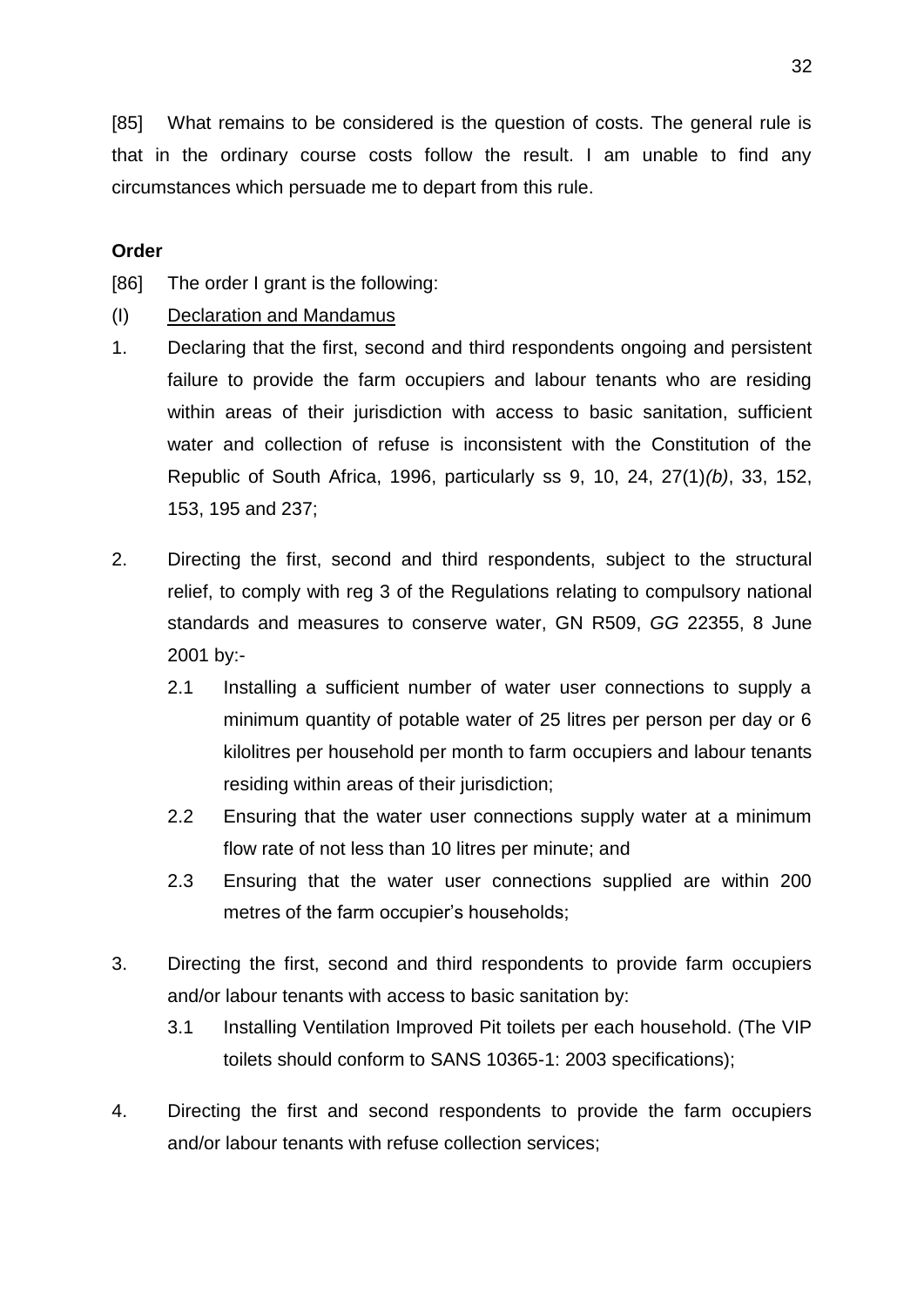[85] What remains to be considered is the question of costs. The general rule is that in the ordinary course costs follow the result. I am unable to find any circumstances which persuade me to depart from this rule.

**Order**

[86] The order I grant is the following:

(I) <u>Declaration and Mandamus</u>

1. Declaring that the first, second and third respondents ongoing and persistent failure to provide the farm occupiers and labour tenants who are residing within areas of their jurisdiction with access to basic sanitation, sufficient water and collection of refuse is inconsistent with the Constitution of the Republic of South Africa, 1996, particularly ss 9, 10, 24, 27(1)*(b)*, 33, 152, 153, 195 and 237;

2. Directing the first, second and third respondents, subject to the structural relief, to comply with reg 3 of the Regulations relating to compulsory national standards and measures to conserve water, GN R509, *GG* 22355, 8 June 2001 by:-

   2.1 Installing a sufficient number of water user connections to supply a minimum quantity of potable water of 25 litres per person per day or 6 kilolitres per household per month to farm occupiers and labour tenants residing within areas of their jurisdiction;

   2.2 Ensuring that the water user connections supply water at a minimum flow rate of not less than 10 litres per minute; and

   2.3 Ensuring that the water user connections supplied are within 200 metres of the farm occupier's households;

3. Directing the first, second and third respondents to provide farm occupiers and/or labour tenants with access to basic sanitation by:

   3.1 Installing Ventilation Improved Pit toilets per each household. (The VIP toilets should conform to SANS 10365-1: 2003 specifications);

4. Directing the first and second respondents to provide the farm occupiers and/or labour tenants with refuse collection services;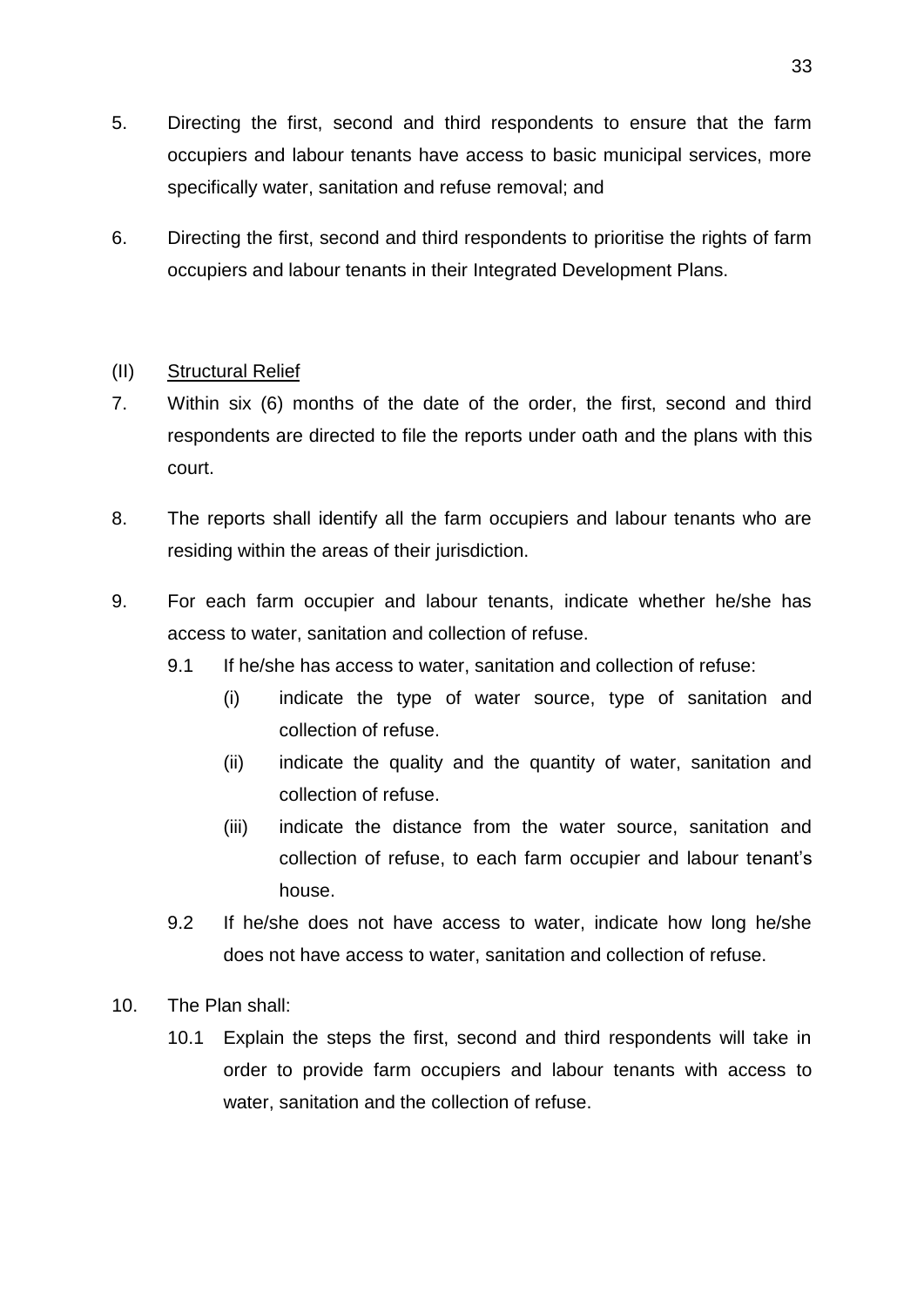5. Directing the first, second and third respondents to ensure that the farm occupiers and labour tenants have access to basic municipal services, more specifically water, sanitation and refuse removal; and

6. Directing the first, second and third respondents to prioritise the rights of farm occupiers and labour tenants in their Integrated Development Plans.

(II) Structural Relief

7. Within six (6) months of the date of the order, the first, second and third respondents are directed to file the reports under oath and the plans with this court.

8. The reports shall identify all the farm occupiers and labour tenants who are residing within the areas of their jurisdiction.

9. For each farm occupier and labour tenants, indicate whether he/she has access to water, sanitation and collection of refuse.

    9.1 If he/she has access to water, sanitation and collection of refuse:

        (i) indicate the type of water source, type of sanitation and collection of refuse.

        (ii) indicate the quality and the quantity of water, sanitation and collection of refuse.

        (iii) indicate the distance from the water source, sanitation and collection of refuse, to each farm occupier and labour tenant's house.

    9.2 If he/she does not have access to water, indicate how long he/she does not have access to water, sanitation and collection of refuse.

10. The Plan shall:

    10.1 Explain the steps the first, second and third respondents will take in order to provide farm occupiers and labour tenants with access to water, sanitation and the collection of refuse.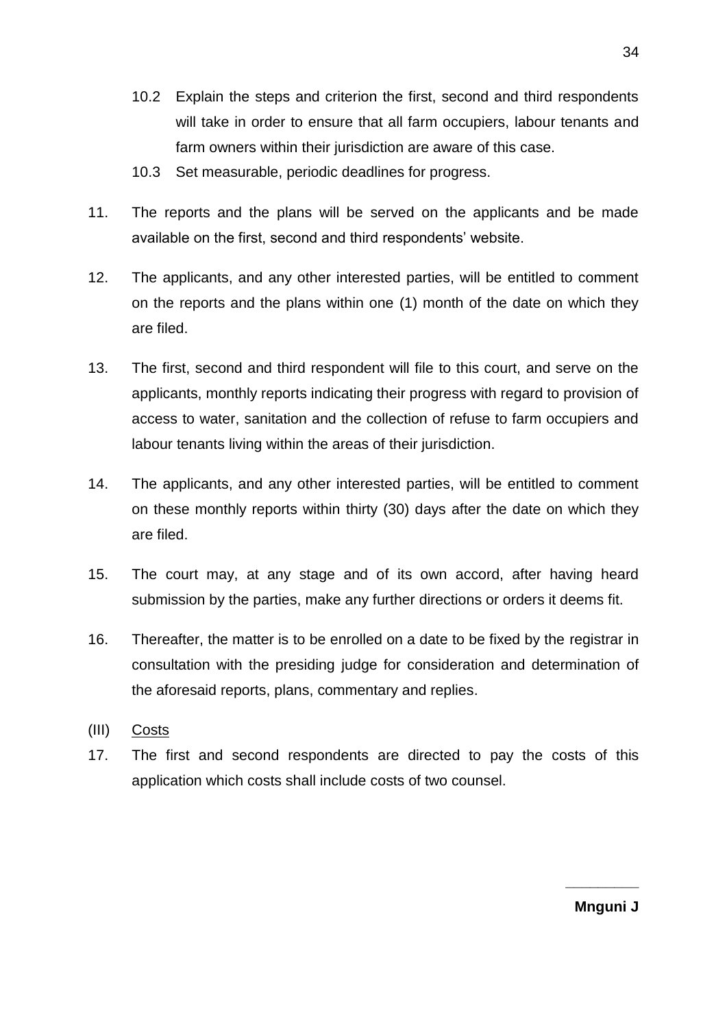10.2 Explain the steps and criterion the first, second and third respondents will take in order to ensure that all farm occupiers, labour tenants and farm owners within their jurisdiction are aware of this case.

10.3 Set measurable, periodic deadlines for progress.

11. The reports and the plans will be served on the applicants and be made available on the first, second and third respondents' website.

12. The applicants, and any other interested parties, will be entitled to comment on the reports and the plans within one (1) month of the date on which they are filed.

13. The first, second and third respondent will file to this court, and serve on the applicants, monthly reports indicating their progress with regard to provision of access to water, sanitation and the collection of refuse to farm occupiers and labour tenants living within the areas of their jurisdiction.

14. The applicants, and any other interested parties, will be entitled to comment on these monthly reports within thirty (30) days after the date on which they are filed.

15. The court may, at any stage and of its own accord, after having heard submission by the parties, make any further directions or orders it deems fit.

16. Thereafter, the matter is to be enrolled on a date to be fixed by the registrar in consultation with the presiding judge for consideration and determination of the aforesaid reports, plans, commentary and replies.

(III) <u>Costs</u>

17. The first and second respondents are directed to pay the costs of this application which costs shall include costs of two counsel.

\_\_\_\_\_\_\_\_\_\_

**Mnguni J**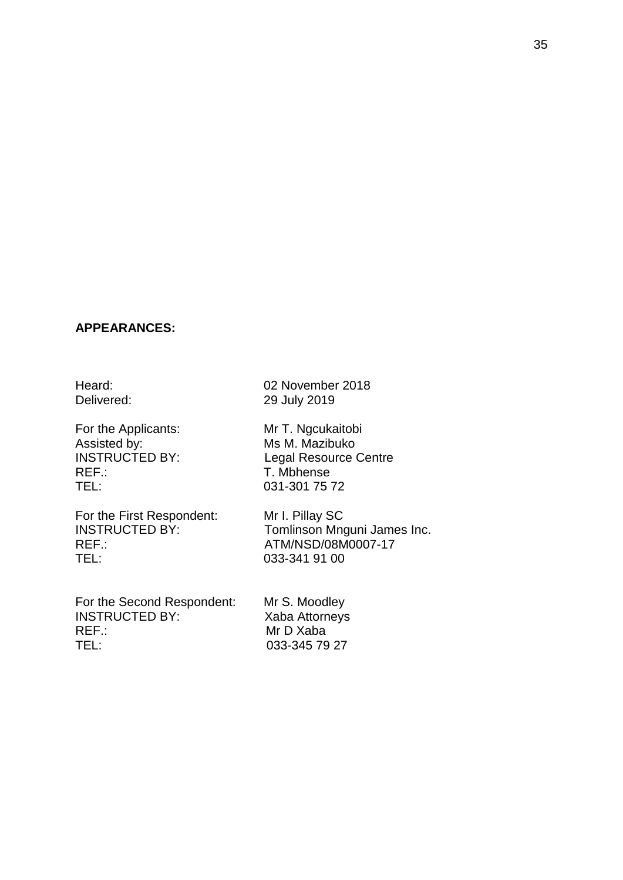**APPEARANCES:**

| | |
|---|---|
| Heard: | 02 November 2018 |
| Delivered: | 29 July 2019 |
| | |
| For the Applicants: | Mr T. Ngcukaitobi |
| Assisted by: | Ms M. Mazibuko |
| INSTRUCTED BY: | Legal Resource Centre |
| REF.: | T. Mbhense |
| TEL: | 031-301 75 72 |
| | |
| For the First Respondent: | Mr I. Pillay SC |
| INSTRUCTED BY: | Tomlinson Mnguni James Inc. |
| REF.: | ATM/NSD/08M0007-17 |
| TEL: | 033-341 91 00 |
| | |
| For the Second Respondent: | Mr S. Moodley |
| INSTRUCTED BY: | Xaba Attorneys |
| REF.: | Mr D Xaba |
| TEL: | 033-345 79 27 |